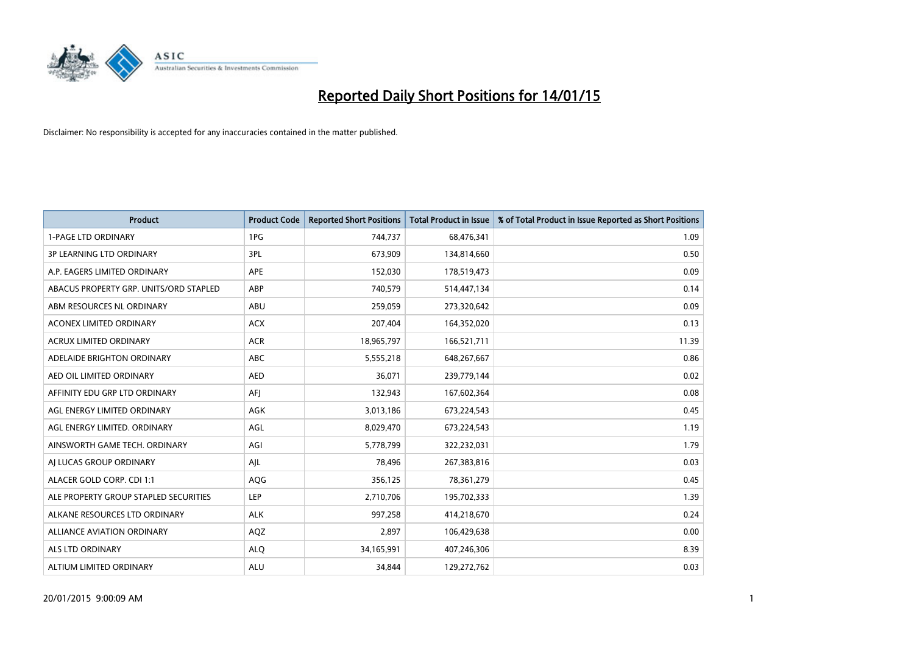# Reported Daily Short Positions for 14/01/15

Disclaimer: No responsibility is accepted for any inaccuracies contained in the matter published.

| Product | Product Code | Reported Short Positions | Total Product in Issue | % of Total Product in Issue Reported as Short Positions |
|---|---|---|---|---|
| 1-PAGE LTD ORDINARY | 1PG | 744,737 | 68,476,341 | 1.09 |
| 3P LEARNING LTD ORDINARY | 3PL | 673,909 | 134,814,660 | 0.50 |
| A.P. EAGERS LIMITED ORDINARY | APE | 152,030 | 178,519,473 | 0.09 |
| ABACUS PROPERTY GRP. UNITS/ORD STAPLED | ABP | 740,579 | 514,447,134 | 0.14 |
| ABM RESOURCES NL ORDINARY | ABU | 259,059 | 273,320,642 | 0.09 |
| ACONEX LIMITED ORDINARY | ACX | 207,404 | 164,352,020 | 0.13 |
| ACRUX LIMITED ORDINARY | ACR | 18,965,797 | 166,521,711 | 11.39 |
| ADELAIDE BRIGHTON ORDINARY | ABC | 5,555,218 | 648,267,667 | 0.86 |
| AED OIL LIMITED ORDINARY | AED | 36,071 | 239,779,144 | 0.02 |
| AFFINITY EDU GRP LTD ORDINARY | AFJ | 132,943 | 167,602,364 | 0.08 |
| AGL ENERGY LIMITED ORDINARY | AGK | 3,013,186 | 673,224,543 | 0.45 |
| AGL ENERGY LIMITED. ORDINARY | AGL | 8,029,470 | 673,224,543 | 1.19 |
| AINSWORTH GAME TECH. ORDINARY | AGI | 5,778,799 | 322,232,031 | 1.79 |
| AJ LUCAS GROUP ORDINARY | AJL | 78,496 | 267,383,816 | 0.03 |
| ALACER GOLD CORP. CDI 1:1 | AQG | 356,125 | 78,361,279 | 0.45 |
| ALE PROPERTY GROUP STAPLED SECURITIES | LEP | 2,710,706 | 195,702,333 | 1.39 |
| ALKANE RESOURCES LTD ORDINARY | ALK | 997,258 | 414,218,670 | 0.24 |
| ALLIANCE AVIATION ORDINARY | AQZ | 2,897 | 106,429,638 | 0.00 |
| ALS LTD ORDINARY | ALQ | 34,165,991 | 407,246,306 | 8.39 |
| ALTIUM LIMITED ORDINARY | ALU | 34,844 | 129,272,762 | 0.03 |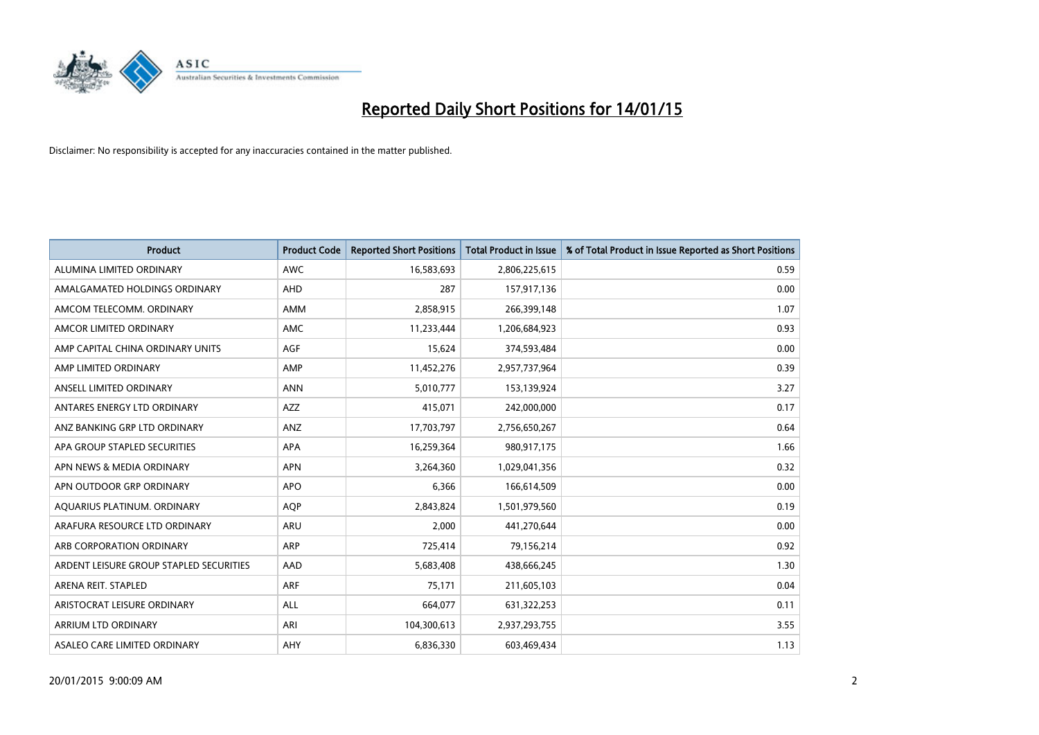# Reported Daily Short Positions for 14/01/15

Disclaimer: No responsibility is accepted for any inaccuracies contained in the matter published.

| Product | Product Code | Reported Short Positions | Total Product in Issue | % of Total Product in Issue Reported as Short Positions |
|---|---|---|---|---|
| ALUMINA LIMITED ORDINARY | AWC | 16,583,693 | 2,806,225,615 | 0.59 |
| AMALGAMATED HOLDINGS ORDINARY | AHD | 287 | 157,917,136 | 0.00 |
| AMCOM TELECOMM. ORDINARY | AMM | 2,858,915 | 266,399,148 | 1.07 |
| AMCOR LIMITED ORDINARY | AMC | 11,233,444 | 1,206,684,923 | 0.93 |
| AMP CAPITAL CHINA ORDINARY UNITS | AGF | 15,624 | 374,593,484 | 0.00 |
| AMP LIMITED ORDINARY | AMP | 11,452,276 | 2,957,737,964 | 0.39 |
| ANSELL LIMITED ORDINARY | ANN | 5,010,777 | 153,139,924 | 3.27 |
| ANTARES ENERGY LTD ORDINARY | AZZ | 415,071 | 242,000,000 | 0.17 |
| ANZ BANKING GRP LTD ORDINARY | ANZ | 17,703,797 | 2,756,650,267 | 0.64 |
| APA GROUP STAPLED SECURITIES | APA | 16,259,364 | 980,917,175 | 1.66 |
| APN NEWS & MEDIA ORDINARY | APN | 3,264,360 | 1,029,041,356 | 0.32 |
| APN OUTDOOR GRP ORDINARY | APO | 6,366 | 166,614,509 | 0.00 |
| AQUARIUS PLATINUM. ORDINARY | AQP | 2,843,824 | 1,501,979,560 | 0.19 |
| ARAFURA RESOURCE LTD ORDINARY | ARU | 2,000 | 441,270,644 | 0.00 |
| ARB CORPORATION ORDINARY | ARP | 725,414 | 79,156,214 | 0.92 |
| ARDENT LEISURE GROUP STAPLED SECURITIES | AAD | 5,683,408 | 438,666,245 | 1.30 |
| ARENA REIT. STAPLED | ARF | 75,171 | 211,605,103 | 0.04 |
| ARISTOCRAT LEISURE ORDINARY | ALL | 664,077 | 631,322,253 | 0.11 |
| ARRIUM LTD ORDINARY | ARI | 104,300,613 | 2,937,293,755 | 3.55 |
| ASALEO CARE LIMITED ORDINARY | AHY | 6,836,330 | 603,469,434 | 1.13 |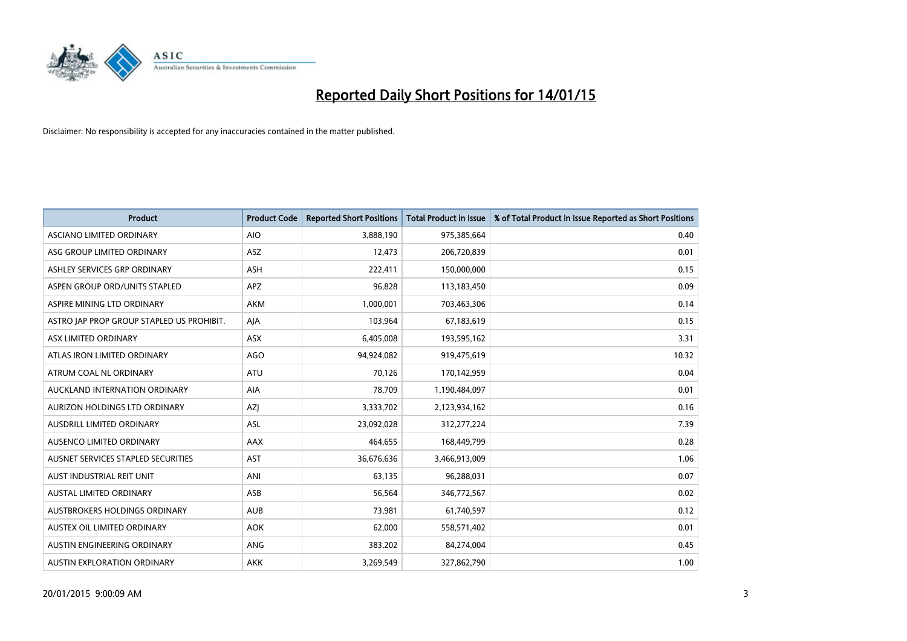# Reported Daily Short Positions for 14/01/15

Disclaimer: No responsibility is accepted for any inaccuracies contained in the matter published.

| Product | Product Code | Reported Short Positions | Total Product in Issue | % of Total Product in Issue Reported as Short Positions |
|---|---|---|---|---|
| ASCIANO LIMITED ORDINARY | AIO | 3,888,190 | 975,385,664 | 0.40 |
| ASG GROUP LIMITED ORDINARY | ASZ | 12,473 | 206,720,839 | 0.01 |
| ASHLEY SERVICES GRP ORDINARY | ASH | 222,411 | 150,000,000 | 0.15 |
| ASPEN GROUP ORD/UNITS STAPLED | APZ | 96,828 | 113,183,450 | 0.09 |
| ASPIRE MINING LTD ORDINARY | AKM | 1,000,001 | 703,463,306 | 0.14 |
| ASTRO JAP PROP GROUP STAPLED US PROHIBIT. | AJA | 103,964 | 67,183,619 | 0.15 |
| ASX LIMITED ORDINARY | ASX | 6,405,008 | 193,595,162 | 3.31 |
| ATLAS IRON LIMITED ORDINARY | AGO | 94,924,082 | 919,475,619 | 10.32 |
| ATRUM COAL NL ORDINARY | ATU | 70,126 | 170,142,959 | 0.04 |
| AUCKLAND INTERNATION ORDINARY | AIA | 78,709 | 1,190,484,097 | 0.01 |
| AURIZON HOLDINGS LTD ORDINARY | AZJ | 3,333,702 | 2,123,934,162 | 0.16 |
| AUSDRILL LIMITED ORDINARY | ASL | 23,092,028 | 312,277,224 | 7.39 |
| AUSENCO LIMITED ORDINARY | AAX | 464,655 | 168,449,799 | 0.28 |
| AUSNET SERVICES STAPLED SECURITIES | AST | 36,676,636 | 3,466,913,009 | 1.06 |
| AUST INDUSTRIAL REIT UNIT | ANI | 63,135 | 96,288,031 | 0.07 |
| AUSTAL LIMITED ORDINARY | ASB | 56,564 | 346,772,567 | 0.02 |
| AUSTBROKERS HOLDINGS ORDINARY | AUB | 73,981 | 61,740,597 | 0.12 |
| AUSTEX OIL LIMITED ORDINARY | AOK | 62,000 | 558,571,402 | 0.01 |
| AUSTIN ENGINEERING ORDINARY | ANG | 383,202 | 84,274,004 | 0.45 |
| AUSTIN EXPLORATION ORDINARY | AKK | 3,269,549 | 327,862,790 | 1.00 |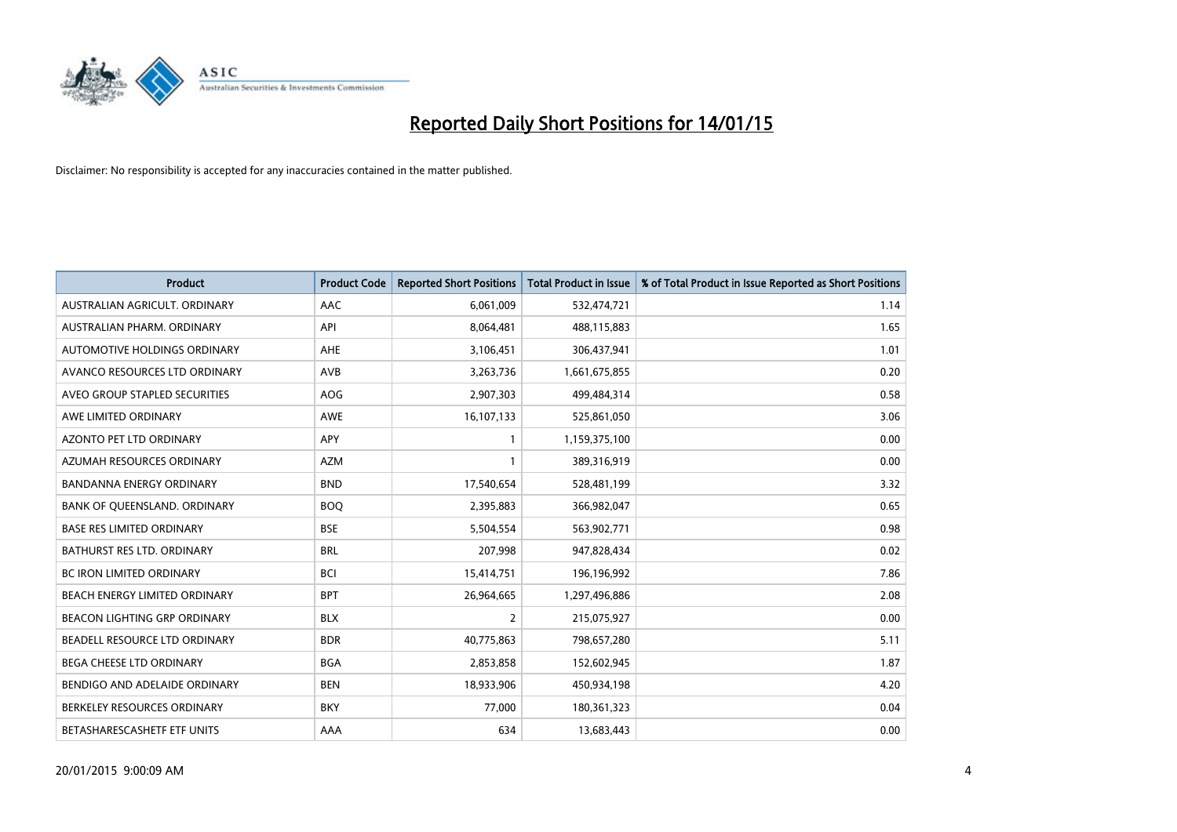# Reported Daily Short Positions for 14/01/15

Disclaimer: No responsibility is accepted for any inaccuracies contained in the matter published.

| Product | Product Code | Reported Short Positions | Total Product in Issue | % of Total Product in Issue Reported as Short Positions |
| --- | --- | --- | --- | --- |
| AUSTRALIAN AGRICULT. ORDINARY | AAC | 6,061,009 | 532,474,721 | 1.14 |
| AUSTRALIAN PHARM. ORDINARY | API | 8,064,481 | 488,115,883 | 1.65 |
| AUTOMOTIVE HOLDINGS ORDINARY | AHE | 3,106,451 | 306,437,941 | 1.01 |
| AVANCO RESOURCES LTD ORDINARY | AVB | 3,263,736 | 1,661,675,855 | 0.20 |
| AVEO GROUP STAPLED SECURITIES | AOG | 2,907,303 | 499,484,314 | 0.58 |
| AWE LIMITED ORDINARY | AWE | 16,107,133 | 525,861,050 | 3.06 |
| AZONTO PET LTD ORDINARY | APY | 1 | 1,159,375,100 | 0.00 |
| AZUMAH RESOURCES ORDINARY | AZM | 1 | 389,316,919 | 0.00 |
| BANDANNA ENERGY ORDINARY | BND | 17,540,654 | 528,481,199 | 3.32 |
| BANK OF QUEENSLAND. ORDINARY | BOQ | 2,395,883 | 366,982,047 | 0.65 |
| BASE RES LIMITED ORDINARY | BSE | 5,504,554 | 563,902,771 | 0.98 |
| BATHURST RES LTD. ORDINARY | BRL | 207,998 | 947,828,434 | 0.02 |
| BC IRON LIMITED ORDINARY | BCI | 15,414,751 | 196,196,992 | 7.86 |
| BEACH ENERGY LIMITED ORDINARY | BPT | 26,964,665 | 1,297,496,886 | 2.08 |
| BEACON LIGHTING GRP ORDINARY | BLX | 2 | 215,075,927 | 0.00 |
| BEADELL RESOURCE LTD ORDINARY | BDR | 40,775,863 | 798,657,280 | 5.11 |
| BEGA CHEESE LTD ORDINARY | BGA | 2,853,858 | 152,602,945 | 1.87 |
| BENDIGO AND ADELAIDE ORDINARY | BEN | 18,933,906 | 450,934,198 | 4.20 |
| BERKELEY RESOURCES ORDINARY | BKY | 77,000 | 180,361,323 | 0.04 |
| BETASHARESCASHETF ETF UNITS | AAA | 634 | 13,683,443 | 0.00 |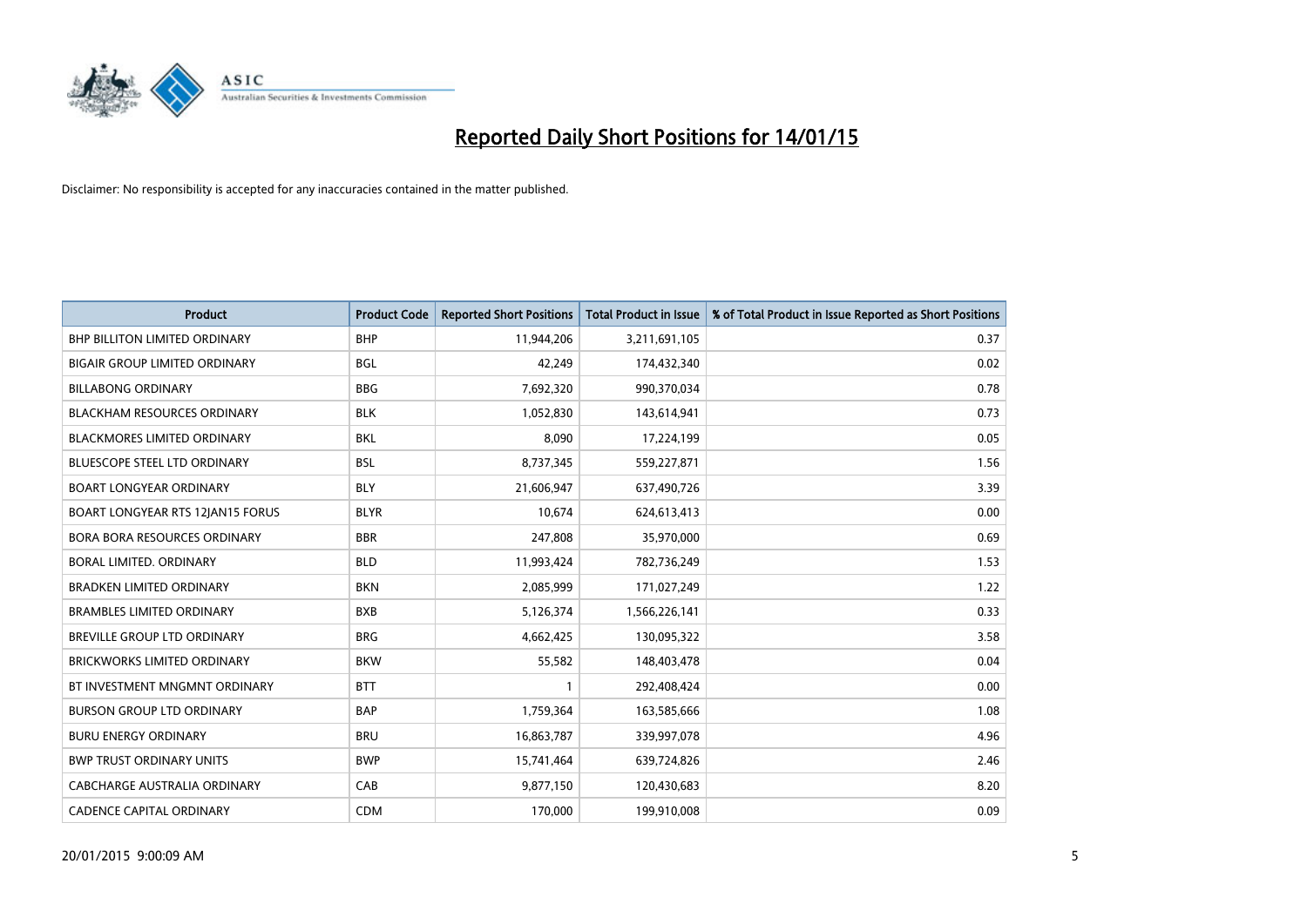# Reported Daily Short Positions for 14/01/15

Disclaimer: No responsibility is accepted for any inaccuracies contained in the matter published.

| Product | Product Code | Reported Short Positions | Total Product in Issue | % of Total Product in Issue Reported as Short Positions |
|---|---|---|---|---|
| BHP BILLITON LIMITED ORDINARY | BHP | 11,944,206 | 3,211,691,105 | 0.37 |
| BIGAIR GROUP LIMITED ORDINARY | BGL | 42,249 | 174,432,340 | 0.02 |
| BILLABONG ORDINARY | BBG | 7,692,320 | 990,370,034 | 0.78 |
| BLACKHAM RESOURCES ORDINARY | BLK | 1,052,830 | 143,614,941 | 0.73 |
| BLACKMORES LIMITED ORDINARY | BKL | 8,090 | 17,224,199 | 0.05 |
| BLUESCOPE STEEL LTD ORDINARY | BSL | 8,737,345 | 559,227,871 | 1.56 |
| BOART LONGYEAR ORDINARY | BLY | 21,606,947 | 637,490,726 | 3.39 |
| BOART LONGYEAR RTS 12JAN15 FORUS | BLYR | 10,674 | 624,613,413 | 0.00 |
| BORA BORA RESOURCES ORDINARY | BBR | 247,808 | 35,970,000 | 0.69 |
| BORAL LIMITED. ORDINARY | BLD | 11,993,424 | 782,736,249 | 1.53 |
| BRADKEN LIMITED ORDINARY | BKN | 2,085,999 | 171,027,249 | 1.22 |
| BRAMBLES LIMITED ORDINARY | BXB | 5,126,374 | 1,566,226,141 | 0.33 |
| BREVILLE GROUP LTD ORDINARY | BRG | 4,662,425 | 130,095,322 | 3.58 |
| BRICKWORKS LIMITED ORDINARY | BKW | 55,582 | 148,403,478 | 0.04 |
| BT INVESTMENT MNGMNT ORDINARY | BTT | 1 | 292,408,424 | 0.00 |
| BURSON GROUP LTD ORDINARY | BAP | 1,759,364 | 163,585,666 | 1.08 |
| BURU ENERGY ORDINARY | BRU | 16,863,787 | 339,997,078 | 4.96 |
| BWP TRUST ORDINARY UNITS | BWP | 15,741,464 | 639,724,826 | 2.46 |
| CABCHARGE AUSTRALIA ORDINARY | CAB | 9,877,150 | 120,430,683 | 8.20 |
| CADENCE CAPITAL ORDINARY | CDM | 170,000 | 199,910,008 | 0.09 |

20/01/2015 9:00:09 AM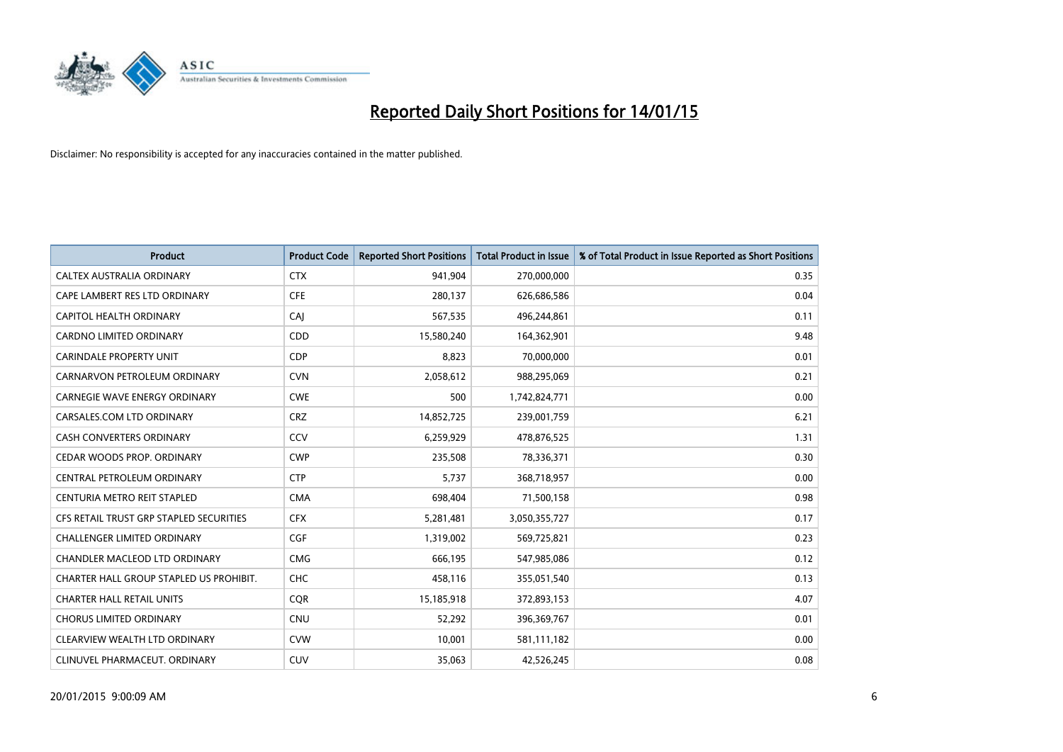# Reported Daily Short Positions for 14/01/15

Disclaimer: No responsibility is accepted for any inaccuracies contained in the matter published.

| Product | Product Code | Reported Short Positions | Total Product in Issue | % of Total Product in Issue Reported as Short Positions |
| --- | --- | --- | --- | --- |
| CALTEX AUSTRALIA ORDINARY | CTX | 941,904 | 270,000,000 | 0.35 |
| CAPE LAMBERT RES LTD ORDINARY | CFE | 280,137 | 626,686,586 | 0.04 |
| CAPITOL HEALTH ORDINARY | CAJ | 567,535 | 496,244,861 | 0.11 |
| CARDNO LIMITED ORDINARY | CDD | 15,580,240 | 164,362,901 | 9.48 |
| CARINDALE PROPERTY UNIT | CDP | 8,823 | 70,000,000 | 0.01 |
| CARNARVON PETROLEUM ORDINARY | CVN | 2,058,612 | 988,295,069 | 0.21 |
| CARNEGIE WAVE ENERGY ORDINARY | CWE | 500 | 1,742,824,771 | 0.00 |
| CARSALES.COM LTD ORDINARY | CRZ | 14,852,725 | 239,001,759 | 6.21 |
| CASH CONVERTERS ORDINARY | CCV | 6,259,929 | 478,876,525 | 1.31 |
| CEDAR WOODS PROP. ORDINARY | CWP | 235,508 | 78,336,371 | 0.30 |
| CENTRAL PETROLEUM ORDINARY | CTP | 5,737 | 368,718,957 | 0.00 |
| CENTURIA METRO REIT STAPLED | CMA | 698,404 | 71,500,158 | 0.98 |
| CFS RETAIL TRUST GRP STAPLED SECURITIES | CFX | 5,281,481 | 3,050,355,727 | 0.17 |
| CHALLENGER LIMITED ORDINARY | CGF | 1,319,002 | 569,725,821 | 0.23 |
| CHANDLER MACLEOD LTD ORDINARY | CMG | 666,195 | 547,985,086 | 0.12 |
| CHARTER HALL GROUP STAPLED US PROHIBIT. | CHC | 458,116 | 355,051,540 | 0.13 |
| CHARTER HALL RETAIL UNITS | CQR | 15,185,918 | 372,893,153 | 4.07 |
| CHORUS LIMITED ORDINARY | CNU | 52,292 | 396,369,767 | 0.01 |
| CLEARVIEW WEALTH LTD ORDINARY | CVW | 10,001 | 581,111,182 | 0.00 |
| CLINUVEL PHARMACEUT. ORDINARY | CUV | 35,063 | 42,526,245 | 0.08 |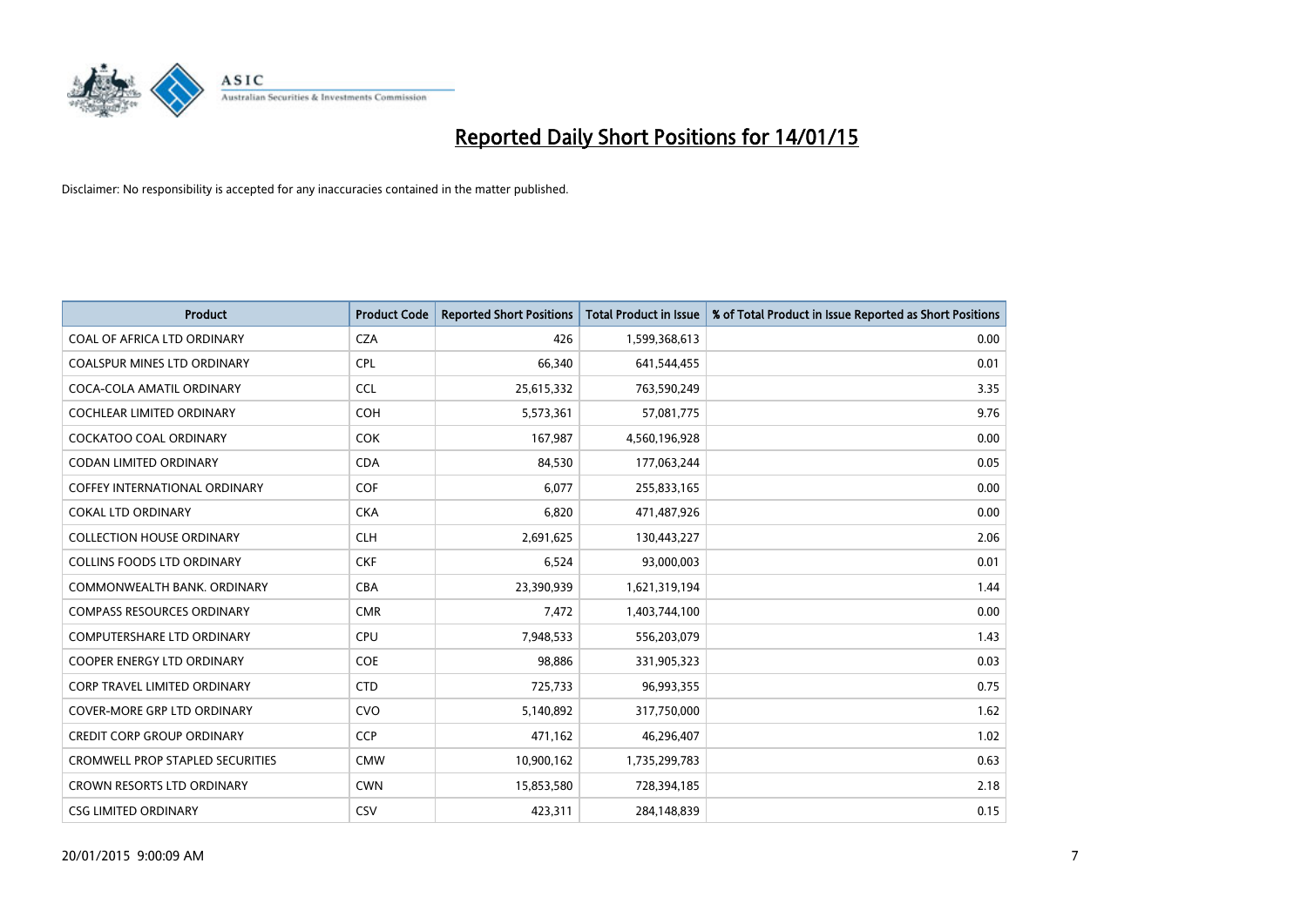# Reported Daily Short Positions for 14/01/15

Disclaimer: No responsibility is accepted for any inaccuracies contained in the matter published.

| Product | Product Code | Reported Short Positions | Total Product in Issue | % of Total Product in Issue Reported as Short Positions |
|---|---|---|---|---|
| COAL OF AFRICA LTD ORDINARY | CZA | 426 | 1,599,368,613 | 0.00 |
| COALSPUR MINES LTD ORDINARY | CPL | 66,340 | 641,544,455 | 0.01 |
| COCA-COLA AMATIL ORDINARY | CCL | 25,615,332 | 763,590,249 | 3.35 |
| COCHLEAR LIMITED ORDINARY | COH | 5,573,361 | 57,081,775 | 9.76 |
| COCKATOO COAL ORDINARY | COK | 167,987 | 4,560,196,928 | 0.00 |
| CODAN LIMITED ORDINARY | CDA | 84,530 | 177,063,244 | 0.05 |
| COFFEY INTERNATIONAL ORDINARY | COF | 6,077 | 255,833,165 | 0.00 |
| COKAL LTD ORDINARY | CKA | 6,820 | 471,487,926 | 0.00 |
| COLLECTION HOUSE ORDINARY | CLH | 2,691,625 | 130,443,227 | 2.06 |
| COLLINS FOODS LTD ORDINARY | CKF | 6,524 | 93,000,003 | 0.01 |
| COMMONWEALTH BANK. ORDINARY | CBA | 23,390,939 | 1,621,319,194 | 1.44 |
| COMPASS RESOURCES ORDINARY | CMR | 7,472 | 1,403,744,100 | 0.00 |
| COMPUTERSHARE LTD ORDINARY | CPU | 7,948,533 | 556,203,079 | 1.43 |
| COOPER ENERGY LTD ORDINARY | COE | 98,886 | 331,905,323 | 0.03 |
| CORP TRAVEL LIMITED ORDINARY | CTD | 725,733 | 96,993,355 | 0.75 |
| COVER-MORE GRP LTD ORDINARY | CVO | 5,140,892 | 317,750,000 | 1.62 |
| CREDIT CORP GROUP ORDINARY | CCP | 471,162 | 46,296,407 | 1.02 |
| CROMWELL PROP STAPLED SECURITIES | CMW | 10,900,162 | 1,735,299,783 | 0.63 |
| CROWN RESORTS LTD ORDINARY | CWN | 15,853,580 | 728,394,185 | 2.18 |
| CSG LIMITED ORDINARY | CSV | 423,311 | 284,148,839 | 0.15 |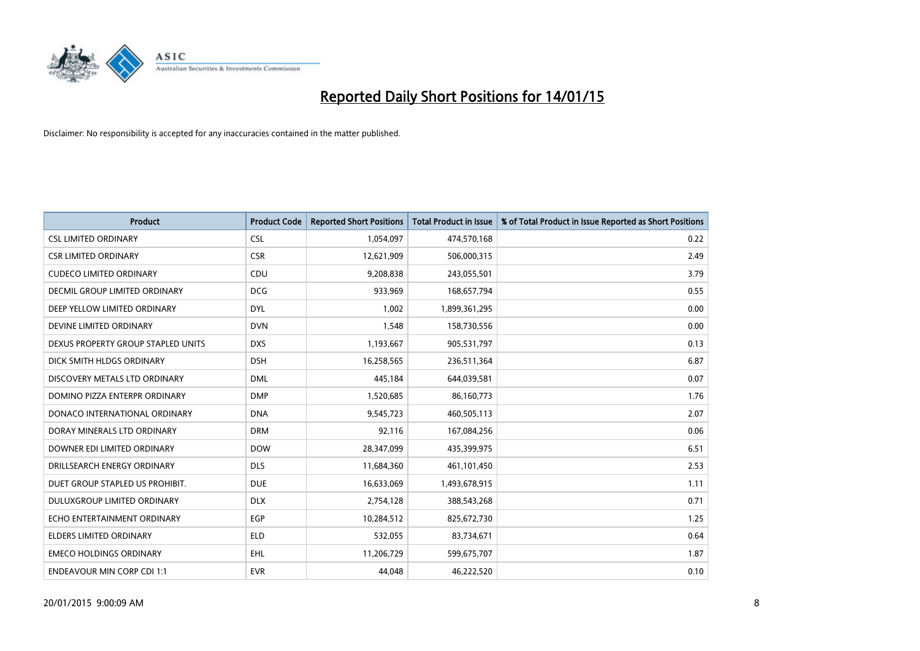# Reported Daily Short Positions for 14/01/15

Disclaimer: No responsibility is accepted for any inaccuracies contained in the matter published.

| Product | Product Code | Reported Short Positions | Total Product in Issue | % of Total Product in Issue Reported as Short Positions |
|---|---|---|---|---|
| CSL LIMITED ORDINARY | CSL | 1,054,097 | 474,570,168 | 0.22 |
| CSR LIMITED ORDINARY | CSR | 12,621,909 | 506,000,315 | 2.49 |
| CUDECO LIMITED ORDINARY | CDU | 9,208,838 | 243,055,501 | 3.79 |
| DECMIL GROUP LIMITED ORDINARY | DCG | 933,969 | 168,657,794 | 0.55 |
| DEEP YELLOW LIMITED ORDINARY | DYL | 1,002 | 1,899,361,295 | 0.00 |
| DEVINE LIMITED ORDINARY | DVN | 1,548 | 158,730,556 | 0.00 |
| DEXUS PROPERTY GROUP STAPLED UNITS | DXS | 1,193,667 | 905,531,797 | 0.13 |
| DICK SMITH HLDGS ORDINARY | DSH | 16,258,565 | 236,511,364 | 6.87 |
| DISCOVERY METALS LTD ORDINARY | DML | 445,184 | 644,039,581 | 0.07 |
| DOMINO PIZZA ENTERPR ORDINARY | DMP | 1,520,685 | 86,160,773 | 1.76 |
| DONACO INTERNATIONAL ORDINARY | DNA | 9,545,723 | 460,505,113 | 2.07 |
| DORAY MINERALS LTD ORDINARY | DRM | 92,116 | 167,084,256 | 0.06 |
| DOWNER EDI LIMITED ORDINARY | DOW | 28,347,099 | 435,399,975 | 6.51 |
| DRILLSEARCH ENERGY ORDINARY | DLS | 11,684,360 | 461,101,450 | 2.53 |
| DUET GROUP STAPLED US PROHIBIT. | DUE | 16,633,069 | 1,493,678,915 | 1.11 |
| DULUXGROUP LIMITED ORDINARY | DLX | 2,754,128 | 388,543,268 | 0.71 |
| ECHO ENTERTAINMENT ORDINARY | EGP | 10,284,512 | 825,672,730 | 1.25 |
| ELDERS LIMITED ORDINARY | ELD | 532,055 | 83,734,671 | 0.64 |
| EMECO HOLDINGS ORDINARY | EHL | 11,206,729 | 599,675,707 | 1.87 |
| ENDEAVOUR MIN CORP CDI 1:1 | EVR | 44,048 | 46,222,520 | 0.10 |

20/01/2015 9:00:09 AM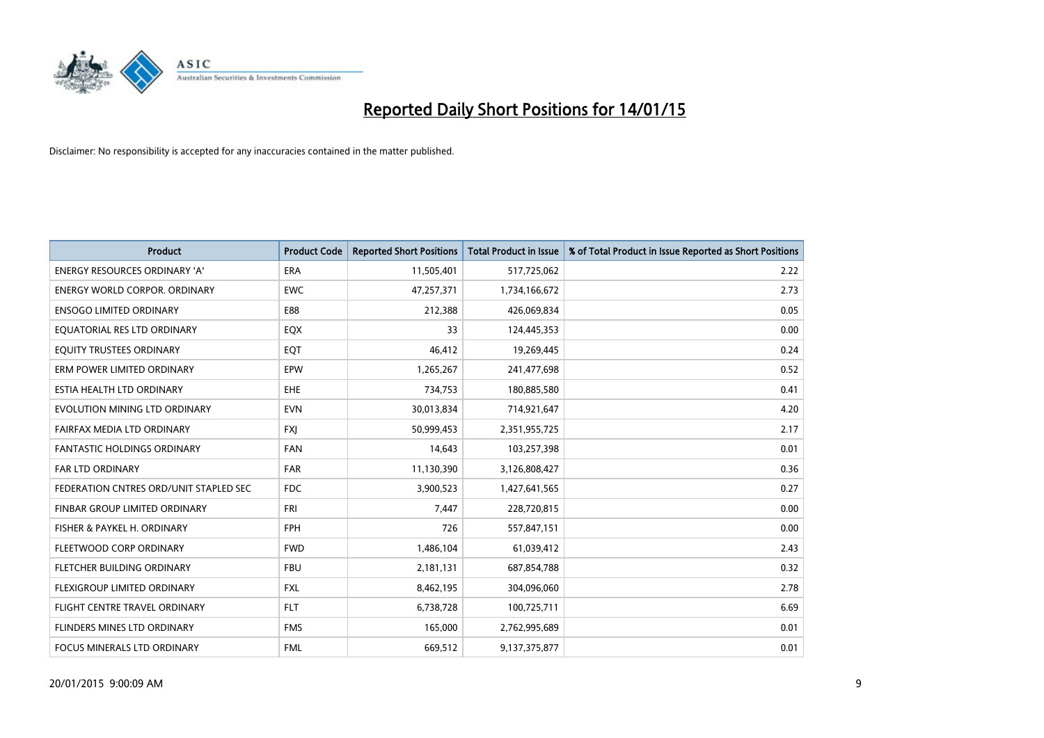# Reported Daily Short Positions for 14/01/15

Disclaimer: No responsibility is accepted for any inaccuracies contained in the matter published.

| Product | Product Code | Reported Short Positions | Total Product in Issue | % of Total Product in Issue Reported as Short Positions |
|---|---|---|---|---|
| ENERGY RESOURCES ORDINARY 'A' | ERA | 11,505,401 | 517,725,062 | 2.22 |
| ENERGY WORLD CORPOR. ORDINARY | EWC | 47,257,371 | 1,734,166,672 | 2.73 |
| ENSOGO LIMITED ORDINARY | E88 | 212,388 | 426,069,834 | 0.05 |
| EQUATORIAL RES LTD ORDINARY | EQX | 33 | 124,445,353 | 0.00 |
| EQUITY TRUSTEES ORDINARY | EQT | 46,412 | 19,269,445 | 0.24 |
| ERM POWER LIMITED ORDINARY | EPW | 1,265,267 | 241,477,698 | 0.52 |
| ESTIA HEALTH LTD ORDINARY | EHE | 734,753 | 180,885,580 | 0.41 |
| EVOLUTION MINING LTD ORDINARY | EVN | 30,013,834 | 714,921,647 | 4.20 |
| FAIRFAX MEDIA LTD ORDINARY | FXJ | 50,999,453 | 2,351,955,725 | 2.17 |
| FANTASTIC HOLDINGS ORDINARY | FAN | 14,643 | 103,257,398 | 0.01 |
| FAR LTD ORDINARY | FAR | 11,130,390 | 3,126,808,427 | 0.36 |
| FEDERATION CNTRES ORD/UNIT STAPLED SEC | FDC | 3,900,523 | 1,427,641,565 | 0.27 |
| FINBAR GROUP LIMITED ORDINARY | FRI | 7,447 | 228,720,815 | 0.00 |
| FISHER & PAYKEL H. ORDINARY | FPH | 726 | 557,847,151 | 0.00 |
| FLEETWOOD CORP ORDINARY | FWD | 1,486,104 | 61,039,412 | 2.43 |
| FLETCHER BUILDING ORDINARY | FBU | 2,181,131 | 687,854,788 | 0.32 |
| FLEXIGROUP LIMITED ORDINARY | FXL | 8,462,195 | 304,096,060 | 2.78 |
| FLIGHT CENTRE TRAVEL ORDINARY | FLT | 6,738,728 | 100,725,711 | 6.69 |
| FLINDERS MINES LTD ORDINARY | FMS | 165,000 | 2,762,995,689 | 0.01 |
| FOCUS MINERALS LTD ORDINARY | FML | 669,512 | 9,137,375,877 | 0.01 |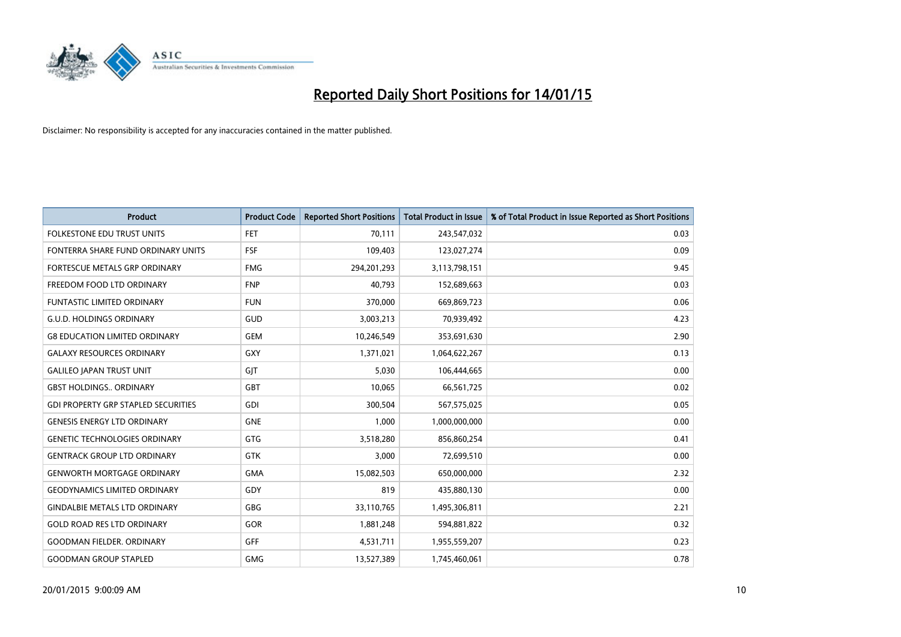# Reported Daily Short Positions for 14/01/15

Disclaimer: No responsibility is accepted for any inaccuracies contained in the matter published.

| Product | Product Code | Reported Short Positions | Total Product in Issue | % of Total Product in Issue Reported as Short Positions |
|---|---|---|---|---|
| FOLKESTONE EDU TRUST UNITS | FET | 70,111 | 243,547,032 | 0.03 |
| FONTERRA SHARE FUND ORDINARY UNITS | FSF | 109,403 | 123,027,274 | 0.09 |
| FORTESCUE METALS GRP ORDINARY | FMG | 294,201,293 | 3,113,798,151 | 9.45 |
| FREEDOM FOOD LTD ORDINARY | FNP | 40,793 | 152,689,663 | 0.03 |
| FUNTASTIC LIMITED ORDINARY | FUN | 370,000 | 669,869,723 | 0.06 |
| G.U.D. HOLDINGS ORDINARY | GUD | 3,003,213 | 70,939,492 | 4.23 |
| G8 EDUCATION LIMITED ORDINARY | GEM | 10,246,549 | 353,691,630 | 2.90 |
| GALAXY RESOURCES ORDINARY | GXY | 1,371,021 | 1,064,622,267 | 0.13 |
| GALILEO JAPAN TRUST UNIT | GJT | 5,030 | 106,444,665 | 0.00 |
| GBST HOLDINGS.. ORDINARY | GBT | 10,065 | 66,561,725 | 0.02 |
| GDI PROPERTY GRP STAPLED SECURITIES | GDI | 300,504 | 567,575,025 | 0.05 |
| GENESIS ENERGY LTD ORDINARY | GNE | 1,000 | 1,000,000,000 | 0.00 |
| GENETIC TECHNOLOGIES ORDINARY | GTG | 3,518,280 | 856,860,254 | 0.41 |
| GENTRACK GROUP LTD ORDINARY | GTK | 3,000 | 72,699,510 | 0.00 |
| GENWORTH MORTGAGE ORDINARY | GMA | 15,082,503 | 650,000,000 | 2.32 |
| GEODYNAMICS LIMITED ORDINARY | GDY | 819 | 435,880,130 | 0.00 |
| GINDALBIE METALS LTD ORDINARY | GBG | 33,110,765 | 1,495,306,811 | 2.21 |
| GOLD ROAD RES LTD ORDINARY | GOR | 1,881,248 | 594,881,822 | 0.32 |
| GOODMAN FIELDER. ORDINARY | GFF | 4,531,711 | 1,955,559,207 | 0.23 |
| GOODMAN GROUP STAPLED | GMG | 13,527,389 | 1,745,460,061 | 0.78 |

20/01/2015 9:00:09 AM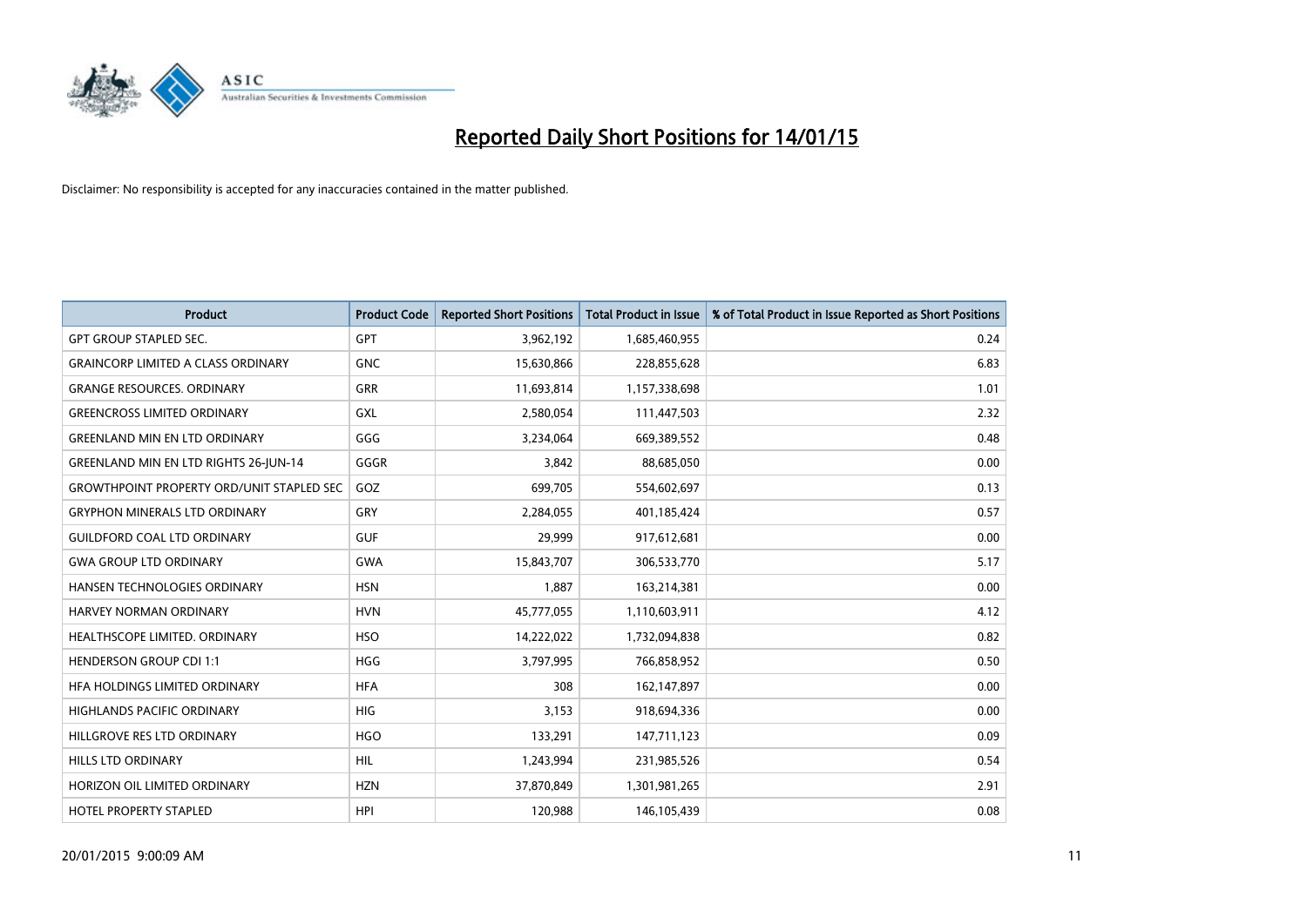# Reported Daily Short Positions for 14/01/15

Disclaimer: No responsibility is accepted for any inaccuracies contained in the matter published.

| Product | Product Code | Reported Short Positions | Total Product in Issue | % of Total Product in Issue Reported as Short Positions |
|---|---|---|---|---|
| GPT GROUP STAPLED SEC. | GPT | 3,962,192 | 1,685,460,955 | 0.24 |
| GRAINCORP LIMITED A CLASS ORDINARY | GNC | 15,630,866 | 228,855,628 | 6.83 |
| GRANGE RESOURCES. ORDINARY | GRR | 11,693,814 | 1,157,338,698 | 1.01 |
| GREENCROSS LIMITED ORDINARY | GXL | 2,580,054 | 111,447,503 | 2.32 |
| GREENLAND MIN EN LTD ORDINARY | GGG | 3,234,064 | 669,389,552 | 0.48 |
| GREENLAND MIN EN LTD RIGHTS 26-JUN-14 | GGGR | 3,842 | 88,685,050 | 0.00 |
| GROWTHPOINT PROPERTY ORD/UNIT STAPLED SEC | GOZ | 699,705 | 554,602,697 | 0.13 |
| GRYPHON MINERALS LTD ORDINARY | GRY | 2,284,055 | 401,185,424 | 0.57 |
| GUILDFORD COAL LTD ORDINARY | GUF | 29,999 | 917,612,681 | 0.00 |
| GWA GROUP LTD ORDINARY | GWA | 15,843,707 | 306,533,770 | 5.17 |
| HANSEN TECHNOLOGIES ORDINARY | HSN | 1,887 | 163,214,381 | 0.00 |
| HARVEY NORMAN ORDINARY | HVN | 45,777,055 | 1,110,603,911 | 4.12 |
| HEALTHSCOPE LIMITED. ORDINARY | HSO | 14,222,022 | 1,732,094,838 | 0.82 |
| HENDERSON GROUP CDI 1:1 | HGG | 3,797,995 | 766,858,952 | 0.50 |
| HFA HOLDINGS LIMITED ORDINARY | HFA | 308 | 162,147,897 | 0.00 |
| HIGHLANDS PACIFIC ORDINARY | HIG | 3,153 | 918,694,336 | 0.00 |
| HILLGROVE RES LTD ORDINARY | HGO | 133,291 | 147,711,123 | 0.09 |
| HILLS LTD ORDINARY | HIL | 1,243,994 | 231,985,526 | 0.54 |
| HORIZON OIL LIMITED ORDINARY | HZN | 37,870,849 | 1,301,981,265 | 2.91 |
| HOTEL PROPERTY STAPLED | HPI | 120,988 | 146,105,439 | 0.08 |

20/01/2015 9:00:09 AM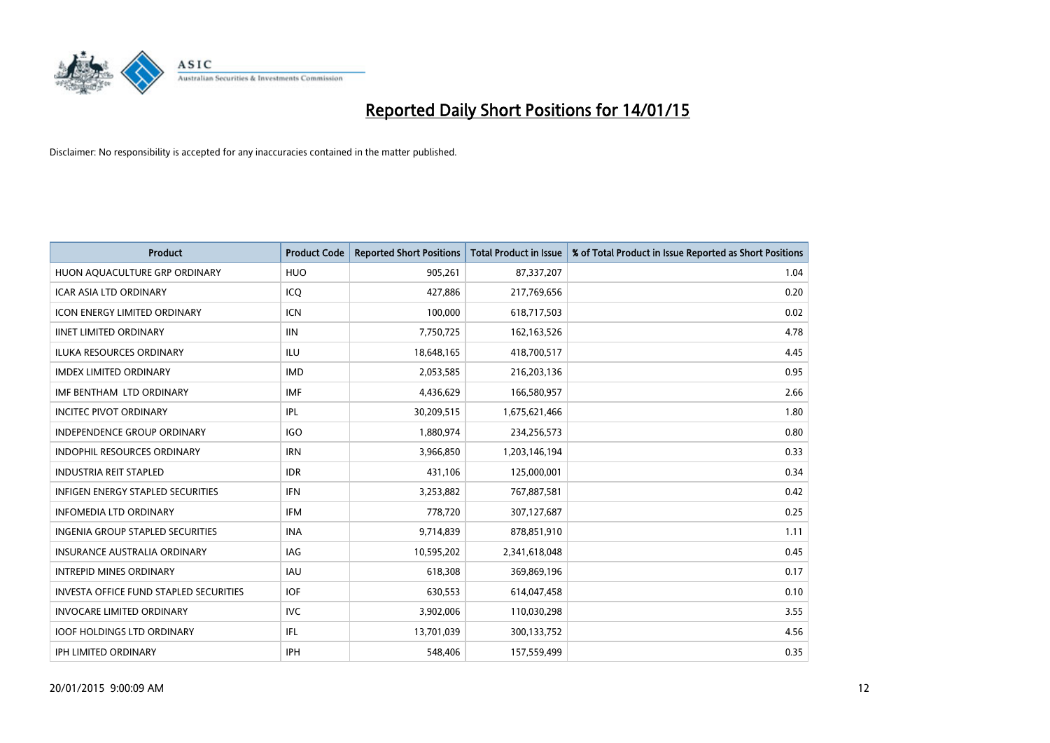# Reported Daily Short Positions for 14/01/15

Disclaimer: No responsibility is accepted for any inaccuracies contained in the matter published.

| Product | Product Code | Reported Short Positions | Total Product in Issue | % of Total Product in Issue Reported as Short Positions |
|---|---|---|---|---|
| HUON AQUACULTURE GRP ORDINARY | HUO | 905,261 | 87,337,207 | 1.04 |
| ICAR ASIA LTD ORDINARY | ICQ | 427,886 | 217,769,656 | 0.20 |
| ICON ENERGY LIMITED ORDINARY | ICN | 100,000 | 618,717,503 | 0.02 |
| IINET LIMITED ORDINARY | IIN | 7,750,725 | 162,163,526 | 4.78 |
| ILUKA RESOURCES ORDINARY | ILU | 18,648,165 | 418,700,517 | 4.45 |
| IMDEX LIMITED ORDINARY | IMD | 2,053,585 | 216,203,136 | 0.95 |
| IMF BENTHAM LTD ORDINARY | IMF | 4,436,629 | 166,580,957 | 2.66 |
| INCITEC PIVOT ORDINARY | IPL | 30,209,515 | 1,675,621,466 | 1.80 |
| INDEPENDENCE GROUP ORDINARY | IGO | 1,880,974 | 234,256,573 | 0.80 |
| INDOPHIL RESOURCES ORDINARY | IRN | 3,966,850 | 1,203,146,194 | 0.33 |
| INDUSTRIA REIT STAPLED | IDR | 431,106 | 125,000,001 | 0.34 |
| INFIGEN ENERGY STAPLED SECURITIES | IFN | 3,253,882 | 767,887,581 | 0.42 |
| INFOMEDIA LTD ORDINARY | IFM | 778,720 | 307,127,687 | 0.25 |
| INGENIA GROUP STAPLED SECURITIES | INA | 9,714,839 | 878,851,910 | 1.11 |
| INSURANCE AUSTRALIA ORDINARY | IAG | 10,595,202 | 2,341,618,048 | 0.45 |
| INTREPID MINES ORDINARY | IAU | 618,308 | 369,869,196 | 0.17 |
| INVESTA OFFICE FUND STAPLED SECURITIES | IOF | 630,553 | 614,047,458 | 0.10 |
| INVOCARE LIMITED ORDINARY | IVC | 3,902,006 | 110,030,298 | 3.55 |
| IOOF HOLDINGS LTD ORDINARY | IFL | 13,701,039 | 300,133,752 | 4.56 |
| IPH LIMITED ORDINARY | IPH | 548,406 | 157,559,499 | 0.35 |

20/01/2015 9:00:09 AM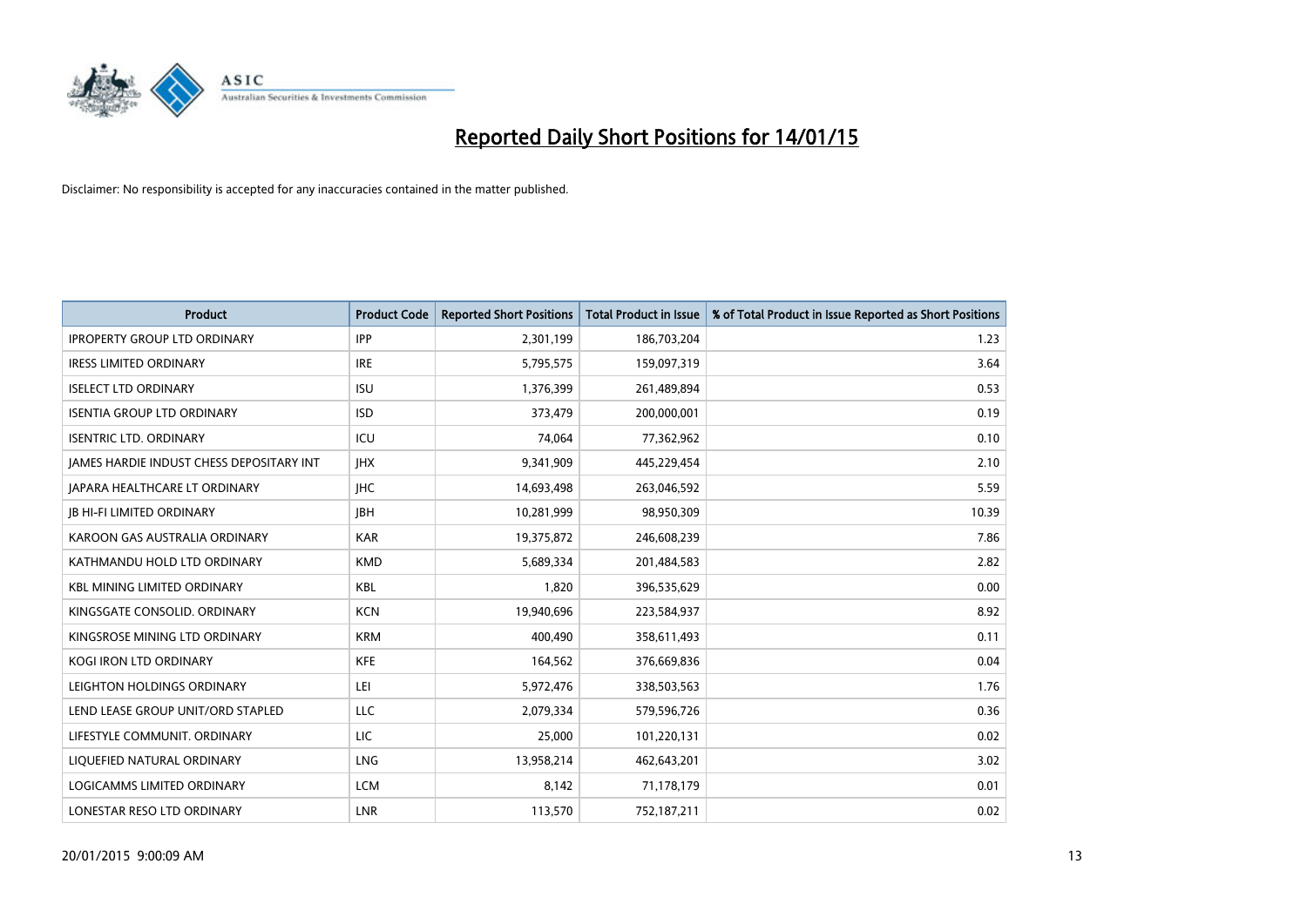# Reported Daily Short Positions for 14/01/15

Disclaimer: No responsibility is accepted for any inaccuracies contained in the matter published.

| Product | Product Code | Reported Short Positions | Total Product in Issue | % of Total Product in Issue Reported as Short Positions |
|---|---|---|---|---|
| IPROPERTY GROUP LTD ORDINARY | IPP | 2,301,199 | 186,703,204 | 1.23 |
| IRESS LIMITED ORDINARY | IRE | 5,795,575 | 159,097,319 | 3.64 |
| ISELECT LTD ORDINARY | ISU | 1,376,399 | 261,489,894 | 0.53 |
| ISENTIA GROUP LTD ORDINARY | ISD | 373,479 | 200,000,001 | 0.19 |
| ISENTRIC LTD. ORDINARY | ICU | 74,064 | 77,362,962 | 0.10 |
| JAMES HARDIE INDUST CHESS DEPOSITARY INT | JHX | 9,341,909 | 445,229,454 | 2.10 |
| JAPARA HEALTHCARE LT ORDINARY | JHC | 14,693,498 | 263,046,592 | 5.59 |
| JB HI-FI LIMITED ORDINARY | JBH | 10,281,999 | 98,950,309 | 10.39 |
| KAROON GAS AUSTRALIA ORDINARY | KAR | 19,375,872 | 246,608,239 | 7.86 |
| KATHMANDU HOLD LTD ORDINARY | KMD | 5,689,334 | 201,484,583 | 2.82 |
| KBL MINING LIMITED ORDINARY | KBL | 1,820 | 396,535,629 | 0.00 |
| KINGSGATE CONSOLID. ORDINARY | KCN | 19,940,696 | 223,584,937 | 8.92 |
| KINGSROSE MINING LTD ORDINARY | KRM | 400,490 | 358,611,493 | 0.11 |
| KOGI IRON LTD ORDINARY | KFE | 164,562 | 376,669,836 | 0.04 |
| LEIGHTON HOLDINGS ORDINARY | LEI | 5,972,476 | 338,503,563 | 1.76 |
| LEND LEASE GROUP UNIT/ORD STAPLED | LLC | 2,079,334 | 579,596,726 | 0.36 |
| LIFESTYLE COMMUNIT. ORDINARY | LIC | 25,000 | 101,220,131 | 0.02 |
| LIQUEFIED NATURAL ORDINARY | LNG | 13,958,214 | 462,643,201 | 3.02 |
| LOGICAMMS LIMITED ORDINARY | LCM | 8,142 | 71,178,179 | 0.01 |
| LONESTAR RESO LTD ORDINARY | LNR | 113,570 | 752,187,211 | 0.02 |

20/01/2015 9:00:09 AM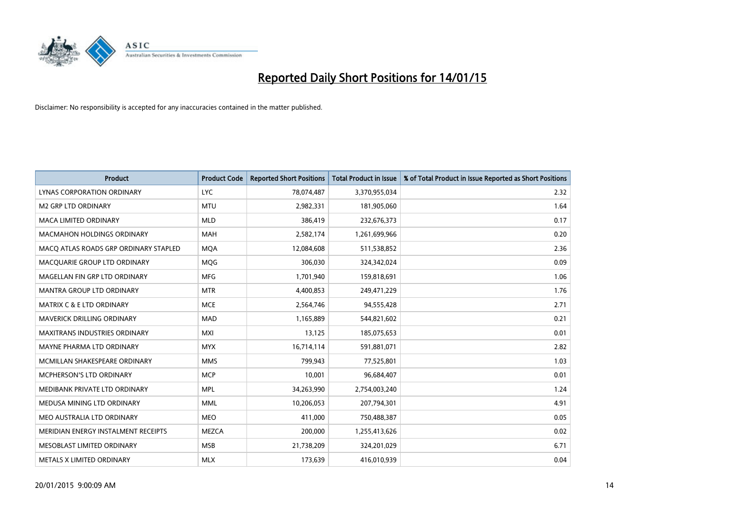# Reported Daily Short Positions for 14/01/15

Disclaimer: No responsibility is accepted for any inaccuracies contained in the matter published.

| Product | Product Code | Reported Short Positions | Total Product in Issue | % of Total Product in Issue Reported as Short Positions |
|---|---|---|---|---|
| LYNAS CORPORATION ORDINARY | LYC | 78,074,487 | 3,370,955,034 | 2.32 |
| M2 GRP LTD ORDINARY | MTU | 2,982,331 | 181,905,060 | 1.64 |
| MACA LIMITED ORDINARY | MLD | 386,419 | 232,676,373 | 0.17 |
| MACMAHON HOLDINGS ORDINARY | MAH | 2,582,174 | 1,261,699,966 | 0.20 |
| MACQ ATLAS ROADS GRP ORDINARY STAPLED | MQA | 12,084,608 | 511,538,852 | 2.36 |
| MACQUARIE GROUP LTD ORDINARY | MQG | 306,030 | 324,342,024 | 0.09 |
| MAGELLAN FIN GRP LTD ORDINARY | MFG | 1,701,940 | 159,818,691 | 1.06 |
| MANTRA GROUP LTD ORDINARY | MTR | 4,400,853 | 249,471,229 | 1.76 |
| MATRIX C & E LTD ORDINARY | MCE | 2,564,746 | 94,555,428 | 2.71 |
| MAVERICK DRILLING ORDINARY | MAD | 1,165,889 | 544,821,602 | 0.21 |
| MAXITRANS INDUSTRIES ORDINARY | MXI | 13,125 | 185,075,653 | 0.01 |
| MAYNE PHARMA LTD ORDINARY | MYX | 16,714,114 | 591,881,071 | 2.82 |
| MCMILLAN SHAKESPEARE ORDINARY | MMS | 799,943 | 77,525,801 | 1.03 |
| MCPHERSON'S LTD ORDINARY | MCP | 10,001 | 96,684,407 | 0.01 |
| MEDIBANK PRIVATE LTD ORDINARY | MPL | 34,263,990 | 2,754,003,240 | 1.24 |
| MEDUSA MINING LTD ORDINARY | MML | 10,206,053 | 207,794,301 | 4.91 |
| MEO AUSTRALIA LTD ORDINARY | MEO | 411,000 | 750,488,387 | 0.05 |
| MERIDIAN ENERGY INSTALMENT RECEIPTS | MEZCA | 200,000 | 1,255,413,626 | 0.02 |
| MESOBLAST LIMITED ORDINARY | MSB | 21,738,209 | 324,201,029 | 6.71 |
| METALS X LIMITED ORDINARY | MLX | 173,639 | 416,010,939 | 0.04 |

20/01/2015 9:00:09 AM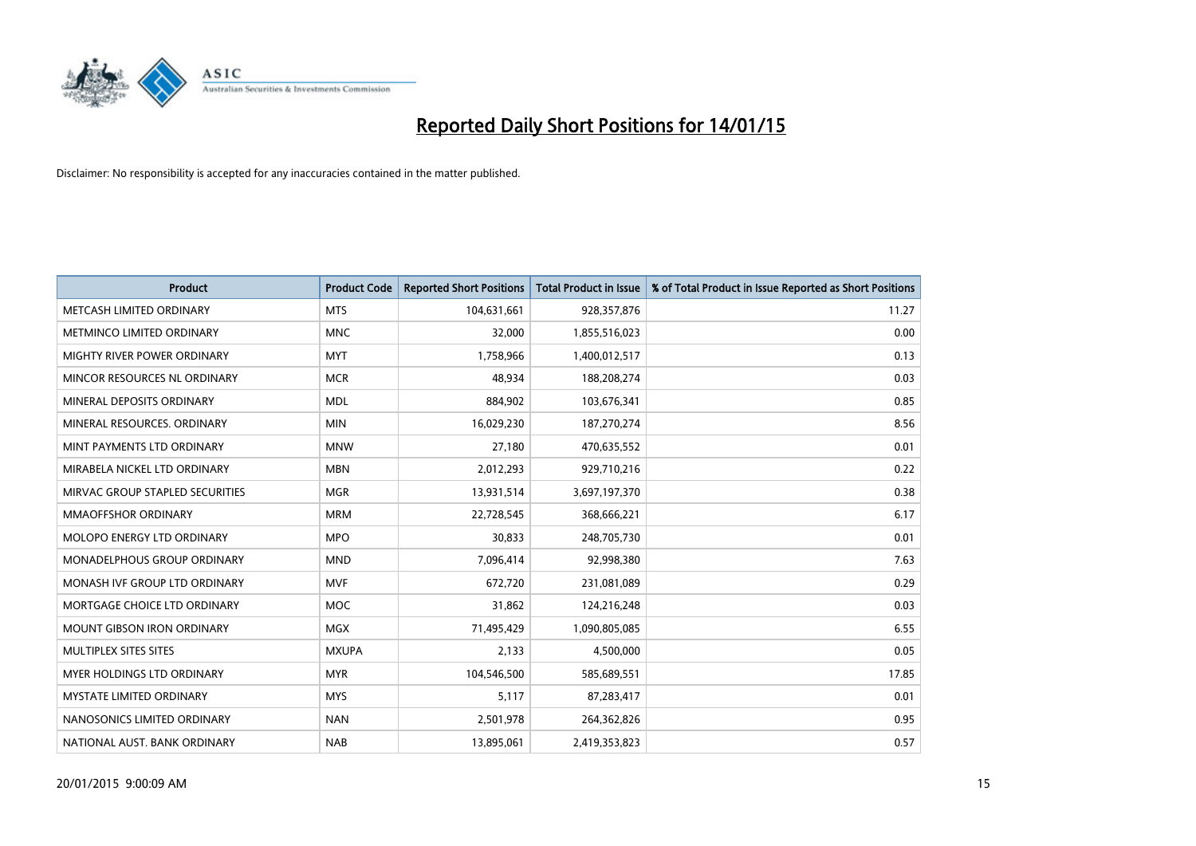# Reported Daily Short Positions for 14/01/15

Disclaimer: No responsibility is accepted for any inaccuracies contained in the matter published.

| Product | Product Code | Reported Short Positions | Total Product in Issue | % of Total Product in Issue Reported as Short Positions |
|---|---|---|---|---|
| METCASH LIMITED ORDINARY | MTS | 104,631,661 | 928,357,876 | 11.27 |
| METMINCO LIMITED ORDINARY | MNC | 32,000 | 1,855,516,023 | 0.00 |
| MIGHTY RIVER POWER ORDINARY | MYT | 1,758,966 | 1,400,012,517 | 0.13 |
| MINCOR RESOURCES NL ORDINARY | MCR | 48,934 | 188,208,274 | 0.03 |
| MINERAL DEPOSITS ORDINARY | MDL | 884,902 | 103,676,341 | 0.85 |
| MINERAL RESOURCES. ORDINARY | MIN | 16,029,230 | 187,270,274 | 8.56 |
| MINT PAYMENTS LTD ORDINARY | MNW | 27,180 | 470,635,552 | 0.01 |
| MIRABELA NICKEL LTD ORDINARY | MBN | 2,012,293 | 929,710,216 | 0.22 |
| MIRVAC GROUP STAPLED SECURITIES | MGR | 13,931,514 | 3,697,197,370 | 0.38 |
| MMAOFFSHOR ORDINARY | MRM | 22,728,545 | 368,666,221 | 6.17 |
| MOLOPO ENERGY LTD ORDINARY | MPO | 30,833 | 248,705,730 | 0.01 |
| MONADELPHOUS GROUP ORDINARY | MND | 7,096,414 | 92,998,380 | 7.63 |
| MONASH IVF GROUP LTD ORDINARY | MVF | 672,720 | 231,081,089 | 0.29 |
| MORTGAGE CHOICE LTD ORDINARY | MOC | 31,862 | 124,216,248 | 0.03 |
| MOUNT GIBSON IRON ORDINARY | MGX | 71,495,429 | 1,090,805,085 | 6.55 |
| MULTIPLEX SITES SITES | MXUPA | 2,133 | 4,500,000 | 0.05 |
| MYER HOLDINGS LTD ORDINARY | MYR | 104,546,500 | 585,689,551 | 17.85 |
| MYSTATE LIMITED ORDINARY | MYS | 5,117 | 87,283,417 | 0.01 |
| NANOSONICS LIMITED ORDINARY | NAN | 2,501,978 | 264,362,826 | 0.95 |
| NATIONAL AUST. BANK ORDINARY | NAB | 13,895,061 | 2,419,353,823 | 0.57 |

20/01/2015 9:00:09 AM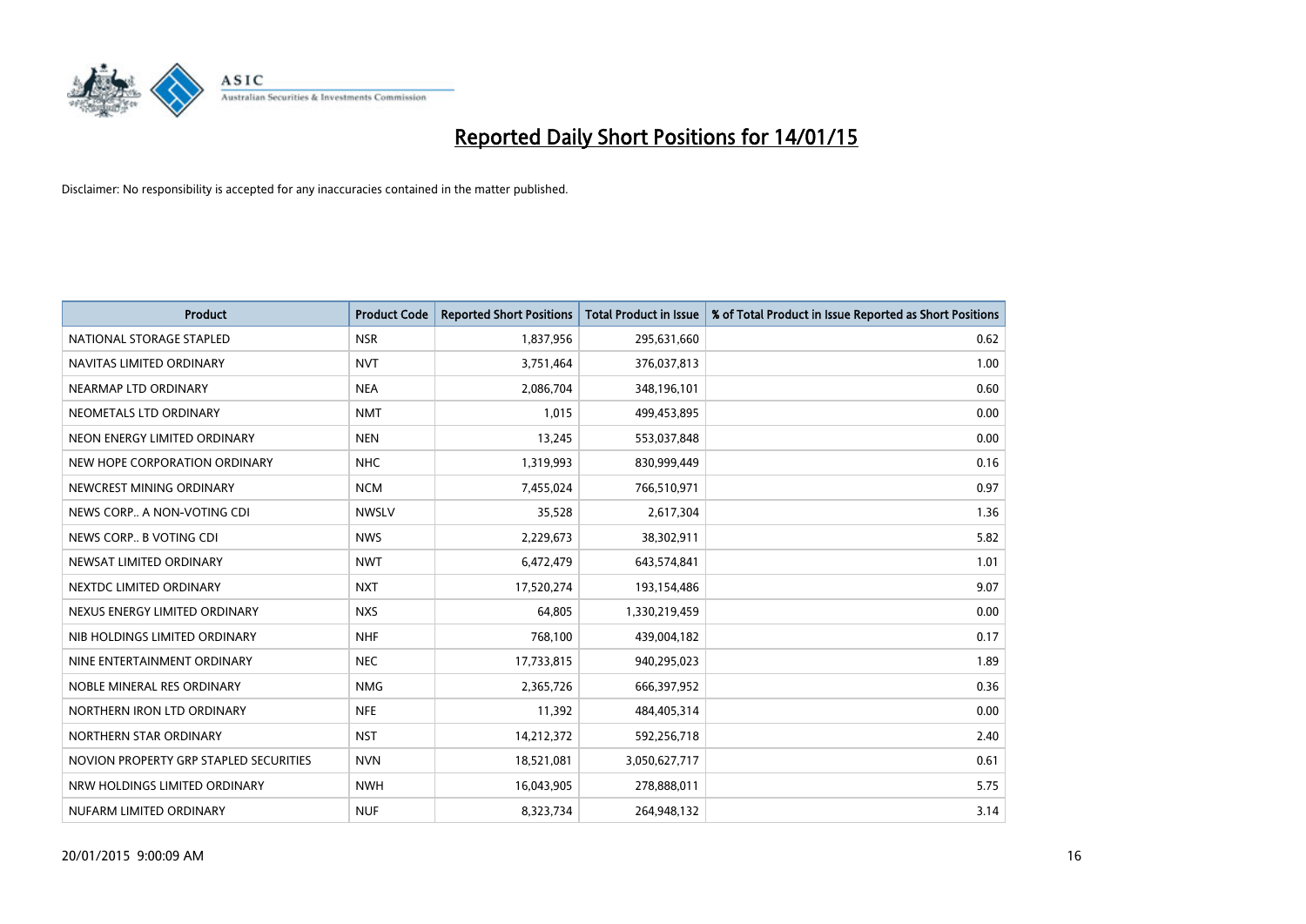# Reported Daily Short Positions for 14/01/15

Disclaimer: No responsibility is accepted for any inaccuracies contained in the matter published.

| Product | Product Code | Reported Short Positions | Total Product in Issue | % of Total Product in Issue Reported as Short Positions |
|---|---|---|---|---|
| NATIONAL STORAGE STAPLED | NSR | 1,837,956 | 295,631,660 | 0.62 |
| NAVITAS LIMITED ORDINARY | NVT | 3,751,464 | 376,037,813 | 1.00 |
| NEARMAP LTD ORDINARY | NEA | 2,086,704 | 348,196,101 | 0.60 |
| NEOMETALS LTD ORDINARY | NMT | 1,015 | 499,453,895 | 0.00 |
| NEON ENERGY LIMITED ORDINARY | NEN | 13,245 | 553,037,848 | 0.00 |
| NEW HOPE CORPORATION ORDINARY | NHC | 1,319,993 | 830,999,449 | 0.16 |
| NEWCREST MINING ORDINARY | NCM | 7,455,024 | 766,510,971 | 0.97 |
| NEWS CORP.. A NON-VOTING CDI | NWSLV | 35,528 | 2,617,304 | 1.36 |
| NEWS CORP.. B VOTING CDI | NWS | 2,229,673 | 38,302,911 | 5.82 |
| NEWSAT LIMITED ORDINARY | NWT | 6,472,479 | 643,574,841 | 1.01 |
| NEXTDC LIMITED ORDINARY | NXT | 17,520,274 | 193,154,486 | 9.07 |
| NEXUS ENERGY LIMITED ORDINARY | NXS | 64,805 | 1,330,219,459 | 0.00 |
| NIB HOLDINGS LIMITED ORDINARY | NHF | 768,100 | 439,004,182 | 0.17 |
| NINE ENTERTAINMENT ORDINARY | NEC | 17,733,815 | 940,295,023 | 1.89 |
| NOBLE MINERAL RES ORDINARY | NMG | 2,365,726 | 666,397,952 | 0.36 |
| NORTHERN IRON LTD ORDINARY | NFE | 11,392 | 484,405,314 | 0.00 |
| NORTHERN STAR ORDINARY | NST | 14,212,372 | 592,256,718 | 2.40 |
| NOVION PROPERTY GRP STAPLED SECURITIES | NVN | 18,521,081 | 3,050,627,717 | 0.61 |
| NRW HOLDINGS LIMITED ORDINARY | NWH | 16,043,905 | 278,888,011 | 5.75 |
| NUFARM LIMITED ORDINARY | NUF | 8,323,734 | 264,948,132 | 3.14 |

20/01/2015 9:00:09 AM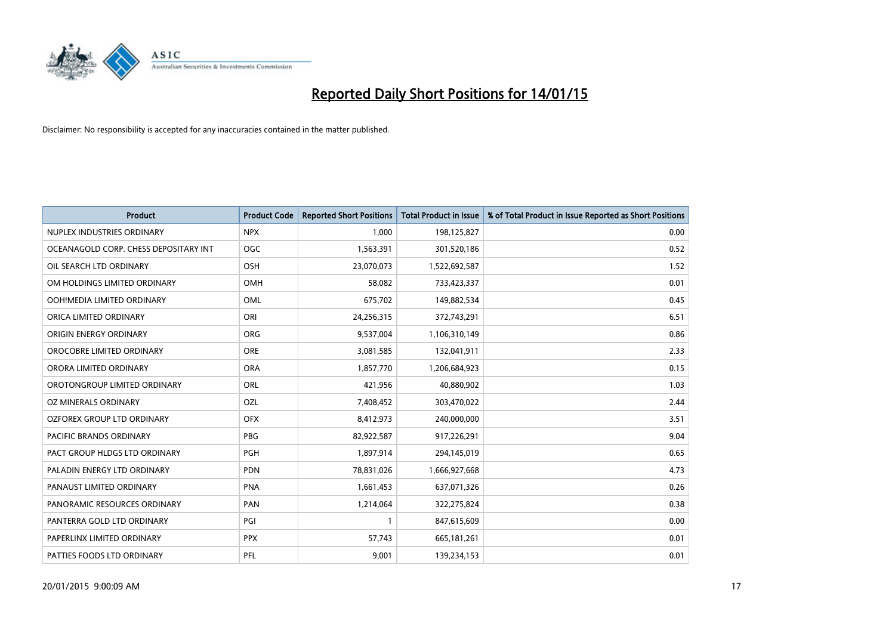# Reported Daily Short Positions for 14/01/15

Disclaimer: No responsibility is accepted for any inaccuracies contained in the matter published.

| Product | Product Code | Reported Short Positions | Total Product in Issue | % of Total Product in Issue Reported as Short Positions |
|---|---|---|---|---|
| NUPLEX INDUSTRIES ORDINARY | NPX | 1,000 | 198,125,827 | 0.00 |
| OCEANAGOLD CORP. CHESS DEPOSITARY INT | OGC | 1,563,391 | 301,520,186 | 0.52 |
| OIL SEARCH LTD ORDINARY | OSH | 23,070,073 | 1,522,692,587 | 1.52 |
| OM HOLDINGS LIMITED ORDINARY | OMH | 58,082 | 733,423,337 | 0.01 |
| OOH!MEDIA LIMITED ORDINARY | OML | 675,702 | 149,882,534 | 0.45 |
| ORICA LIMITED ORDINARY | ORI | 24,256,315 | 372,743,291 | 6.51 |
| ORIGIN ENERGY ORDINARY | ORG | 9,537,004 | 1,106,310,149 | 0.86 |
| OROCOBRE LIMITED ORDINARY | ORE | 3,081,585 | 132,041,911 | 2.33 |
| ORORA LIMITED ORDINARY | ORA | 1,857,770 | 1,206,684,923 | 0.15 |
| OROTONGROUP LIMITED ORDINARY | ORL | 421,956 | 40,880,902 | 1.03 |
| OZ MINERALS ORDINARY | OZL | 7,408,452 | 303,470,022 | 2.44 |
| OZFOREX GROUP LTD ORDINARY | OFX | 8,412,973 | 240,000,000 | 3.51 |
| PACIFIC BRANDS ORDINARY | PBG | 82,922,587 | 917,226,291 | 9.04 |
| PACT GROUP HLDGS LTD ORDINARY | PGH | 1,897,914 | 294,145,019 | 0.65 |
| PALADIN ENERGY LTD ORDINARY | PDN | 78,831,026 | 1,666,927,668 | 4.73 |
| PANAUST LIMITED ORDINARY | PNA | 1,661,453 | 637,071,326 | 0.26 |
| PANORAMIC RESOURCES ORDINARY | PAN | 1,214,064 | 322,275,824 | 0.38 |
| PANTERRA GOLD LTD ORDINARY | PGI | 1 | 847,615,609 | 0.00 |
| PAPERLINX LIMITED ORDINARY | PPX | 57,743 | 665,181,261 | 0.01 |
| PATTIES FOODS LTD ORDINARY | PFL | 9,001 | 139,234,153 | 0.01 |

20/01/2015 9:00:09 AM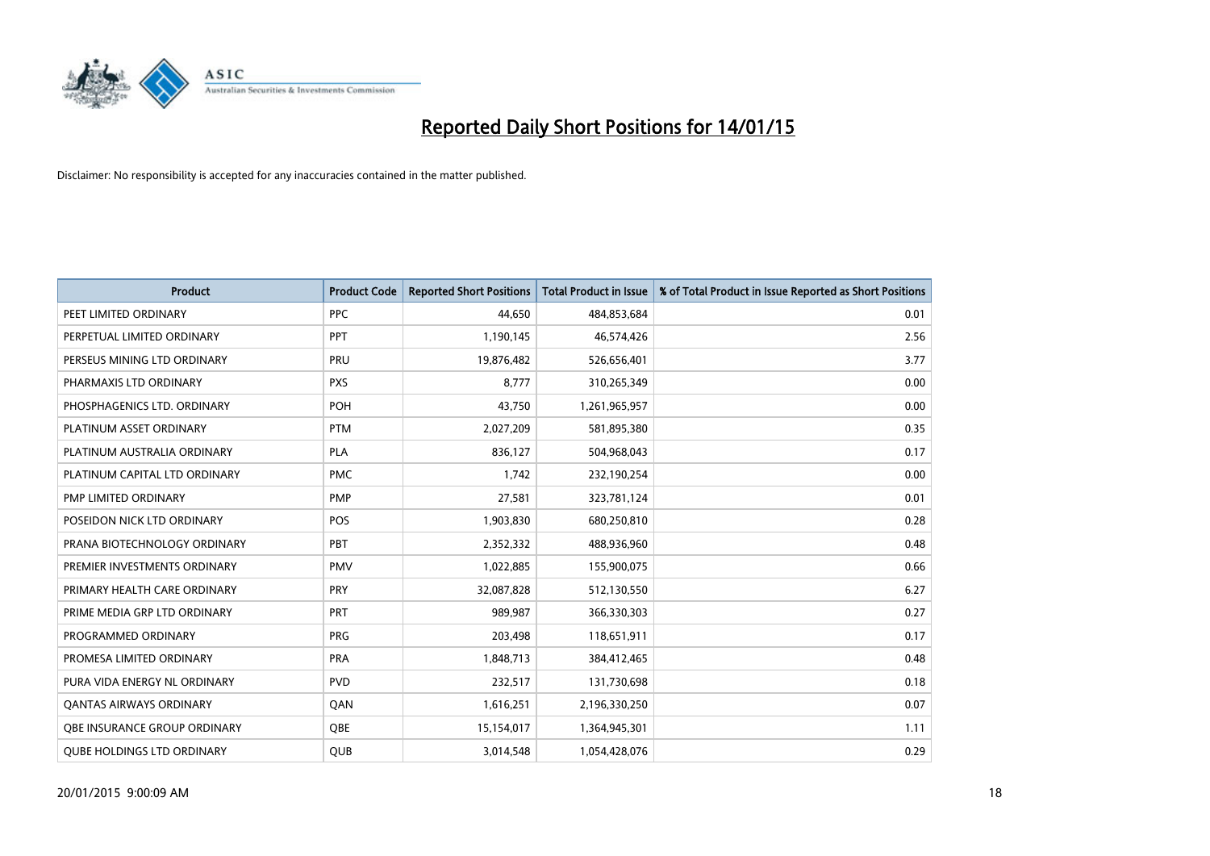# Reported Daily Short Positions for 14/01/15

Disclaimer: No responsibility is accepted for any inaccuracies contained in the matter published.

| Product | Product Code | Reported Short Positions | Total Product in Issue | % of Total Product in Issue Reported as Short Positions |
|---|---|---|---|---|
| PEET LIMITED ORDINARY | PPC | 44,650 | 484,853,684 | 0.01 |
| PERPETUAL LIMITED ORDINARY | PPT | 1,190,145 | 46,574,426 | 2.56 |
| PERSEUS MINING LTD ORDINARY | PRU | 19,876,482 | 526,656,401 | 3.77 |
| PHARMAXIS LTD ORDINARY | PXS | 8,777 | 310,265,349 | 0.00 |
| PHOSPHAGENICS LTD. ORDINARY | POH | 43,750 | 1,261,965,957 | 0.00 |
| PLATINUM ASSET ORDINARY | PTM | 2,027,209 | 581,895,380 | 0.35 |
| PLATINUM AUSTRALIA ORDINARY | PLA | 836,127 | 504,968,043 | 0.17 |
| PLATINUM CAPITAL LTD ORDINARY | PMC | 1,742 | 232,190,254 | 0.00 |
| PMP LIMITED ORDINARY | PMP | 27,581 | 323,781,124 | 0.01 |
| POSEIDON NICK LTD ORDINARY | POS | 1,903,830 | 680,250,810 | 0.28 |
| PRANA BIOTECHNOLOGY ORDINARY | PBT | 2,352,332 | 488,936,960 | 0.48 |
| PREMIER INVESTMENTS ORDINARY | PMV | 1,022,885 | 155,900,075 | 0.66 |
| PRIMARY HEALTH CARE ORDINARY | PRY | 32,087,828 | 512,130,550 | 6.27 |
| PRIME MEDIA GRP LTD ORDINARY | PRT | 989,987 | 366,330,303 | 0.27 |
| PROGRAMMED ORDINARY | PRG | 203,498 | 118,651,911 | 0.17 |
| PROMESA LIMITED ORDINARY | PRA | 1,848,713 | 384,412,465 | 0.48 |
| PURA VIDA ENERGY NL ORDINARY | PVD | 232,517 | 131,730,698 | 0.18 |
| QANTAS AIRWAYS ORDINARY | QAN | 1,616,251 | 2,196,330,250 | 0.07 |
| QBE INSURANCE GROUP ORDINARY | QBE | 15,154,017 | 1,364,945,301 | 1.11 |
| QUBE HOLDINGS LTD ORDINARY | QUB | 3,014,548 | 1,054,428,076 | 0.29 |

20/01/2015 9:00:09 AM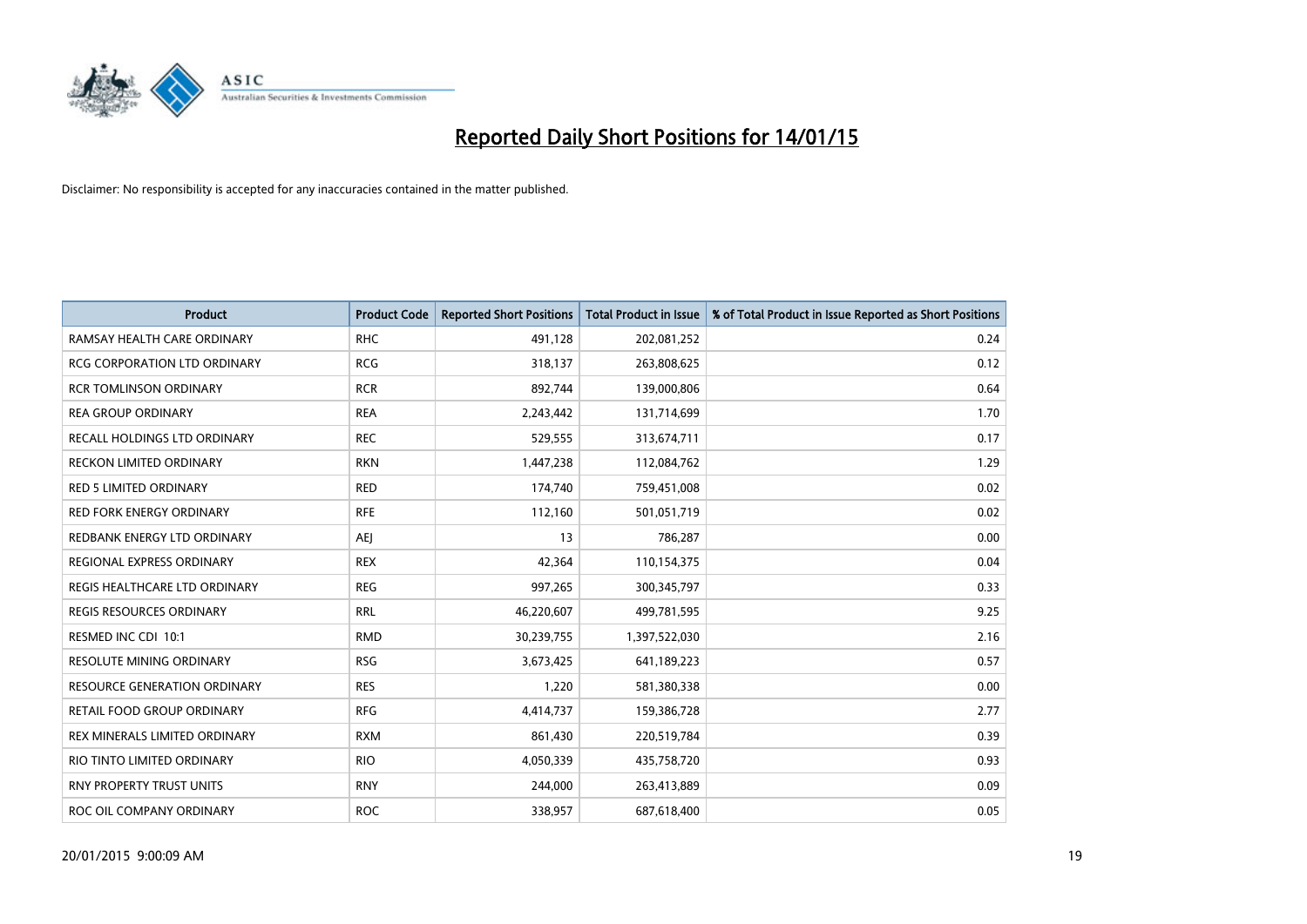# Reported Daily Short Positions for 14/01/15

Disclaimer: No responsibility is accepted for any inaccuracies contained in the matter published.

| Product | Product Code | Reported Short Positions | Total Product in Issue | % of Total Product in Issue Reported as Short Positions |
| --- | --- | --- | --- | --- |
| RAMSAY HEALTH CARE ORDINARY | RHC | 491,128 | 202,081,252 | 0.24 |
| RCG CORPORATION LTD ORDINARY | RCG | 318,137 | 263,808,625 | 0.12 |
| RCR TOMLINSON ORDINARY | RCR | 892,744 | 139,000,806 | 0.64 |
| REA GROUP ORDINARY | REA | 2,243,442 | 131,714,699 | 1.70 |
| RECALL HOLDINGS LTD ORDINARY | REC | 529,555 | 313,674,711 | 0.17 |
| RECKON LIMITED ORDINARY | RKN | 1,447,238 | 112,084,762 | 1.29 |
| RED 5 LIMITED ORDINARY | RED | 174,740 | 759,451,008 | 0.02 |
| RED FORK ENERGY ORDINARY | RFE | 112,160 | 501,051,719 | 0.02 |
| REDBANK ENERGY LTD ORDINARY | AEJ | 13 | 786,287 | 0.00 |
| REGIONAL EXPRESS ORDINARY | REX | 42,364 | 110,154,375 | 0.04 |
| REGIS HEALTHCARE LTD ORDINARY | REG | 997,265 | 300,345,797 | 0.33 |
| REGIS RESOURCES ORDINARY | RRL | 46,220,607 | 499,781,595 | 9.25 |
| RESMED INC CDI 10:1 | RMD | 30,239,755 | 1,397,522,030 | 2.16 |
| RESOLUTE MINING ORDINARY | RSG | 3,673,425 | 641,189,223 | 0.57 |
| RESOURCE GENERATION ORDINARY | RES | 1,220 | 581,380,338 | 0.00 |
| RETAIL FOOD GROUP ORDINARY | RFG | 4,414,737 | 159,386,728 | 2.77 |
| REX MINERALS LIMITED ORDINARY | RXM | 861,430 | 220,519,784 | 0.39 |
| RIO TINTO LIMITED ORDINARY | RIO | 4,050,339 | 435,758,720 | 0.93 |
| RNY PROPERTY TRUST UNITS | RNY | 244,000 | 263,413,889 | 0.09 |
| ROC OIL COMPANY ORDINARY | ROC | 338,957 | 687,618,400 | 0.05 |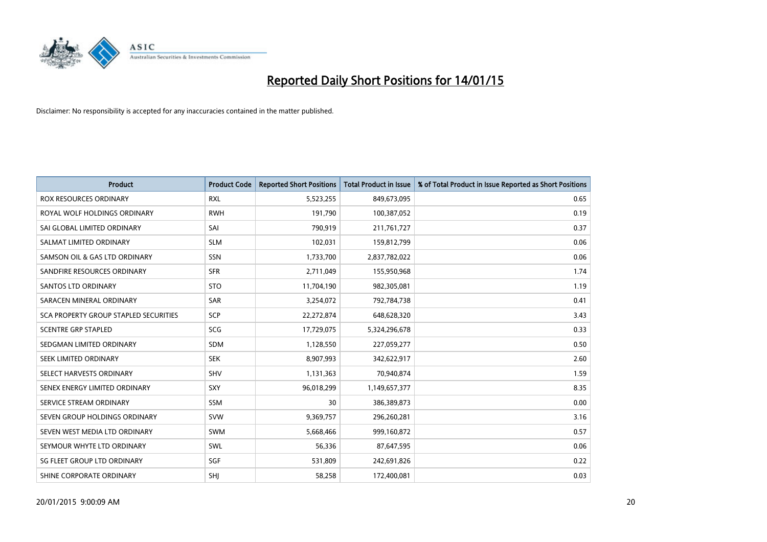# Reported Daily Short Positions for 14/01/15

Disclaimer: No responsibility is accepted for any inaccuracies contained in the matter published.

| Product | Product Code | Reported Short Positions | Total Product in Issue | % of Total Product in Issue Reported as Short Positions |
|---|---|---|---|---|
| ROX RESOURCES ORDINARY | RXL | 5,523,255 | 849,673,095 | 0.65 |
| ROYAL WOLF HOLDINGS ORDINARY | RWH | 191,790 | 100,387,052 | 0.19 |
| SAI GLOBAL LIMITED ORDINARY | SAI | 790,919 | 211,761,727 | 0.37 |
| SALMAT LIMITED ORDINARY | SLM | 102,031 | 159,812,799 | 0.06 |
| SAMSON OIL & GAS LTD ORDINARY | SSN | 1,733,700 | 2,837,782,022 | 0.06 |
| SANDFIRE RESOURCES ORDINARY | SFR | 2,711,049 | 155,950,968 | 1.74 |
| SANTOS LTD ORDINARY | STO | 11,704,190 | 982,305,081 | 1.19 |
| SARACEN MINERAL ORDINARY | SAR | 3,254,072 | 792,784,738 | 0.41 |
| SCA PROPERTY GROUP STAPLED SECURITIES | SCP | 22,272,874 | 648,628,320 | 3.43 |
| SCENTRE GRP STAPLED | SCG | 17,729,075 | 5,324,296,678 | 0.33 |
| SEDGMAN LIMITED ORDINARY | SDM | 1,128,550 | 227,059,277 | 0.50 |
| SEEK LIMITED ORDINARY | SEK | 8,907,993 | 342,622,917 | 2.60 |
| SELECT HARVESTS ORDINARY | SHV | 1,131,363 | 70,940,874 | 1.59 |
| SENEX ENERGY LIMITED ORDINARY | SXY | 96,018,299 | 1,149,657,377 | 8.35 |
| SERVICE STREAM ORDINARY | SSM | 30 | 386,389,873 | 0.00 |
| SEVEN GROUP HOLDINGS ORDINARY | SVW | 9,369,757 | 296,260,281 | 3.16 |
| SEVEN WEST MEDIA LTD ORDINARY | SWM | 5,668,466 | 999,160,872 | 0.57 |
| SEYMOUR WHYTE LTD ORDINARY | SWL | 56,336 | 87,647,595 | 0.06 |
| SG FLEET GROUP LTD ORDINARY | SGF | 531,809 | 242,691,826 | 0.22 |
| SHINE CORPORATE ORDINARY | SHJ | 58,258 | 172,400,081 | 0.03 |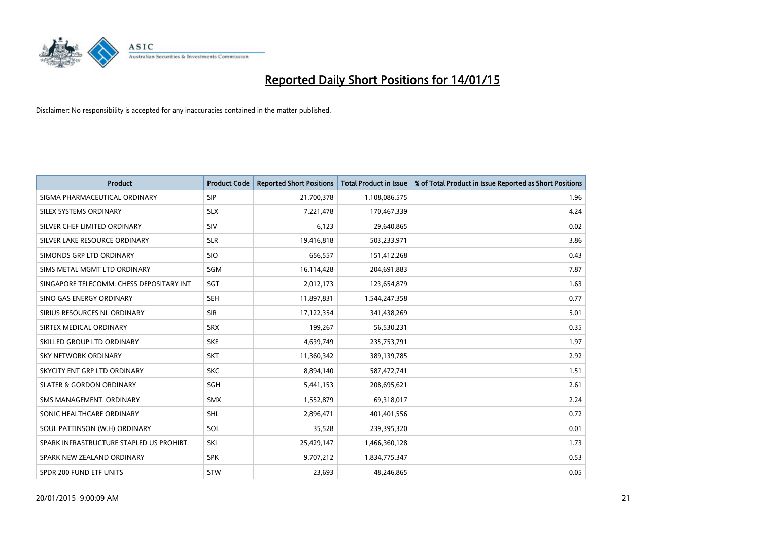# Reported Daily Short Positions for 14/01/15

Disclaimer: No responsibility is accepted for any inaccuracies contained in the matter published.

| Product | Product Code | Reported Short Positions | Total Product in Issue | % of Total Product in Issue Reported as Short Positions |
|---|---|---|---|---|
| SIGMA PHARMACEUTICAL ORDINARY | SIP | 21,700,378 | 1,108,086,575 | 1.96 |
| SILEX SYSTEMS ORDINARY | SLX | 7,221,478 | 170,467,339 | 4.24 |
| SILVER CHEF LIMITED ORDINARY | SIV | 6,123 | 29,640,865 | 0.02 |
| SILVER LAKE RESOURCE ORDINARY | SLR | 19,416,818 | 503,233,971 | 3.86 |
| SIMONDS GRP LTD ORDINARY | SIO | 656,557 | 151,412,268 | 0.43 |
| SIMS METAL MGMT LTD ORDINARY | SGM | 16,114,428 | 204,691,883 | 7.87 |
| SINGAPORE TELECOMM. CHESS DEPOSITARY INT | SGT | 2,012,173 | 123,654,879 | 1.63 |
| SINO GAS ENERGY ORDINARY | SEH | 11,897,831 | 1,544,247,358 | 0.77 |
| SIRIUS RESOURCES NL ORDINARY | SIR | 17,122,354 | 341,438,269 | 5.01 |
| SIRTEX MEDICAL ORDINARY | SRX | 199,267 | 56,530,231 | 0.35 |
| SKILLED GROUP LTD ORDINARY | SKE | 4,639,749 | 235,753,791 | 1.97 |
| SKY NETWORK ORDINARY | SKT | 11,360,342 | 389,139,785 | 2.92 |
| SKYCITY ENT GRP LTD ORDINARY | SKC | 8,894,140 | 587,472,741 | 1.51 |
| SLATER & GORDON ORDINARY | SGH | 5,441,153 | 208,695,621 | 2.61 |
| SMS MANAGEMENT. ORDINARY | SMX | 1,552,879 | 69,318,017 | 2.24 |
| SONIC HEALTHCARE ORDINARY | SHL | 2,896,471 | 401,401,556 | 0.72 |
| SOUL PATTINSON (W.H) ORDINARY | SOL | 35,528 | 239,395,320 | 0.01 |
| SPARK INFRASTRUCTURE STAPLED US PROHIBT. | SKI | 25,429,147 | 1,466,360,128 | 1.73 |
| SPARK NEW ZEALAND ORDINARY | SPK | 9,707,212 | 1,834,775,347 | 0.53 |
| SPDR 200 FUND ETF UNITS | STW | 23,693 | 48,246,865 | 0.05 |

20/01/2015 9:00:09 AM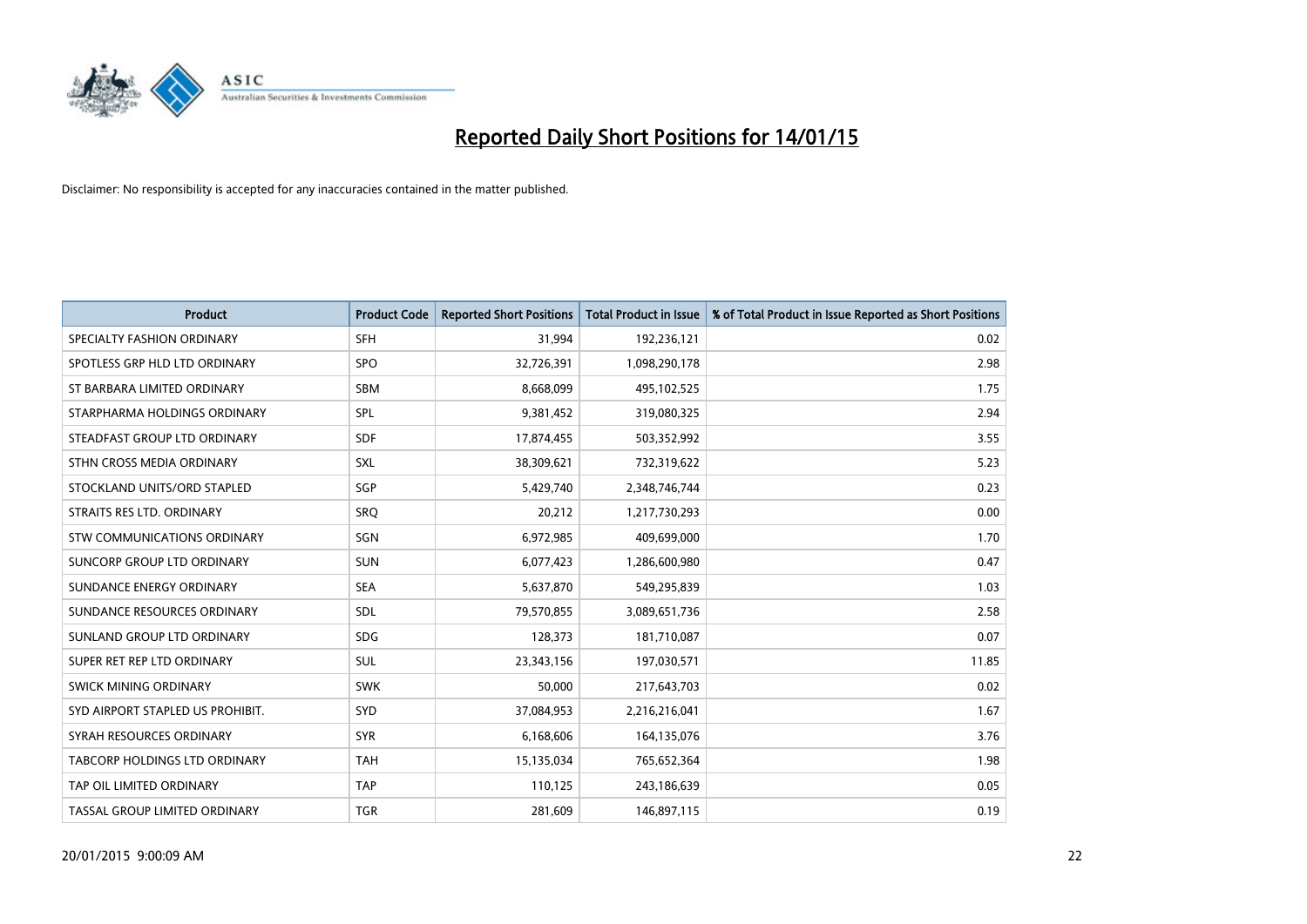# Reported Daily Short Positions for 14/01/15

Disclaimer: No responsibility is accepted for any inaccuracies contained in the matter published.

| Product | Product Code | Reported Short Positions | Total Product in Issue | % of Total Product in Issue Reported as Short Positions |
|---|---|---|---|---|
| SPECIALTY FASHION ORDINARY | SFH | 31,994 | 192,236,121 | 0.02 |
| SPOTLESS GRP HLD LTD ORDINARY | SPO | 32,726,391 | 1,098,290,178 | 2.98 |
| ST BARBARA LIMITED ORDINARY | SBM | 8,668,099 | 495,102,525 | 1.75 |
| STARPHARMA HOLDINGS ORDINARY | SPL | 9,381,452 | 319,080,325 | 2.94 |
| STEADFAST GROUP LTD ORDINARY | SDF | 17,874,455 | 503,352,992 | 3.55 |
| STHN CROSS MEDIA ORDINARY | SXL | 38,309,621 | 732,319,622 | 5.23 |
| STOCKLAND UNITS/ORD STAPLED | SGP | 5,429,740 | 2,348,746,744 | 0.23 |
| STRAITS RES LTD. ORDINARY | SRQ | 20,212 | 1,217,730,293 | 0.00 |
| STW COMMUNICATIONS ORDINARY | SGN | 6,972,985 | 409,699,000 | 1.70 |
| SUNCORP GROUP LTD ORDINARY | SUN | 6,077,423 | 1,286,600,980 | 0.47 |
| SUNDANCE ENERGY ORDINARY | SEA | 5,637,870 | 549,295,839 | 1.03 |
| SUNDANCE RESOURCES ORDINARY | SDL | 79,570,855 | 3,089,651,736 | 2.58 |
| SUNLAND GROUP LTD ORDINARY | SDG | 128,373 | 181,710,087 | 0.07 |
| SUPER RET REP LTD ORDINARY | SUL | 23,343,156 | 197,030,571 | 11.85 |
| SWICK MINING ORDINARY | SWK | 50,000 | 217,643,703 | 0.02 |
| SYD AIRPORT STAPLED US PROHIBIT. | SYD | 37,084,953 | 2,216,216,041 | 1.67 |
| SYRAH RESOURCES ORDINARY | SYR | 6,168,606 | 164,135,076 | 3.76 |
| TABCORP HOLDINGS LTD ORDINARY | TAH | 15,135,034 | 765,652,364 | 1.98 |
| TAP OIL LIMITED ORDINARY | TAP | 110,125 | 243,186,639 | 0.05 |
| TASSAL GROUP LIMITED ORDINARY | TGR | 281,609 | 146,897,115 | 0.19 |

20/01/2015 9:00:09 AM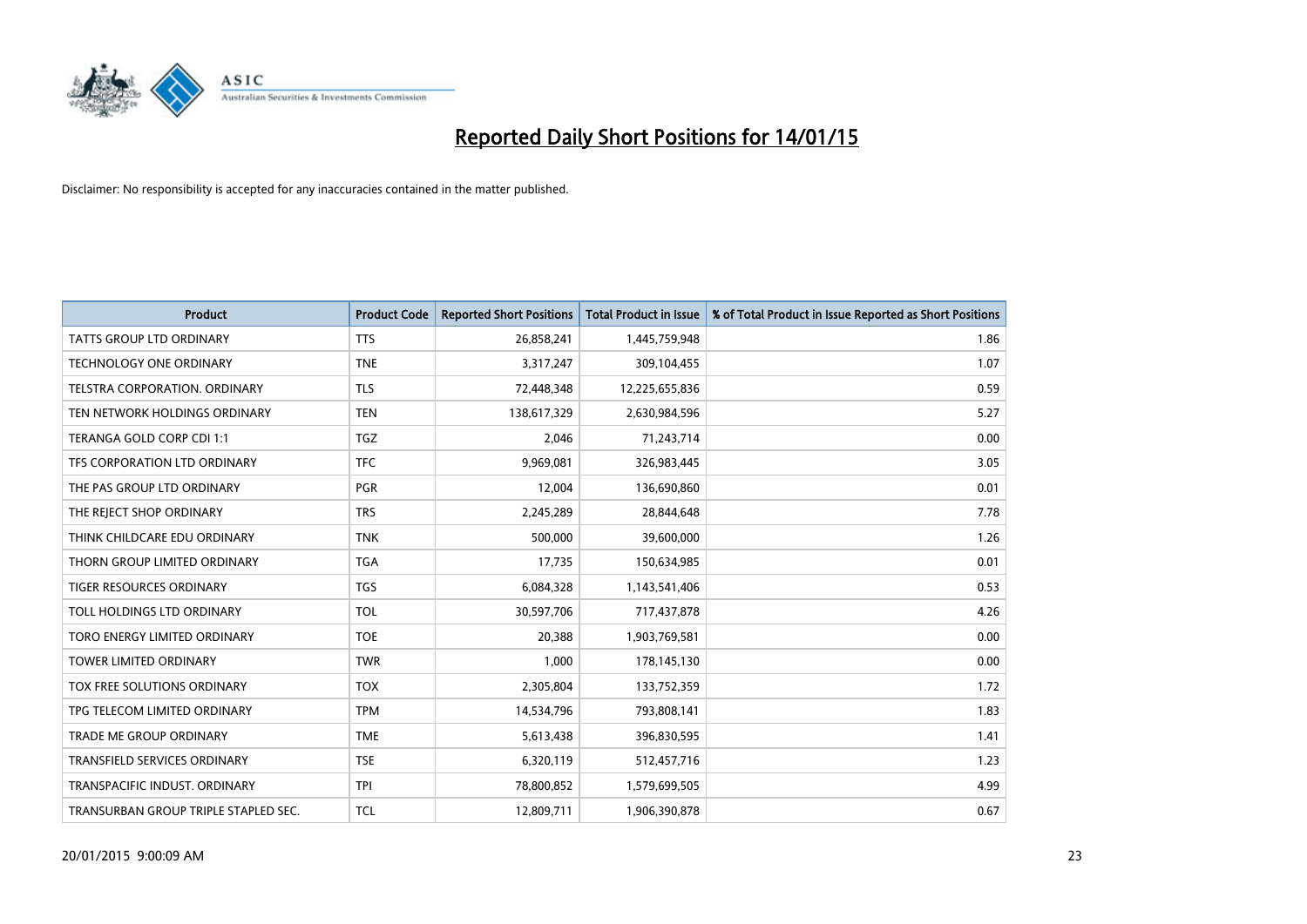# Reported Daily Short Positions for 14/01/15

Disclaimer: No responsibility is accepted for any inaccuracies contained in the matter published.

| Product | Product Code | Reported Short Positions | Total Product in Issue | % of Total Product in Issue Reported as Short Positions |
|---|---|---|---|---|
| TATTS GROUP LTD ORDINARY | TTS | 26,858,241 | 1,445,759,948 | 1.86 |
| TECHNOLOGY ONE ORDINARY | TNE | 3,317,247 | 309,104,455 | 1.07 |
| TELSTRA CORPORATION. ORDINARY | TLS | 72,448,348 | 12,225,655,836 | 0.59 |
| TEN NETWORK HOLDINGS ORDINARY | TEN | 138,617,329 | 2,630,984,596 | 5.27 |
| TERANGA GOLD CORP CDI 1:1 | TGZ | 2,046 | 71,243,714 | 0.00 |
| TFS CORPORATION LTD ORDINARY | TFC | 9,969,081 | 326,983,445 | 3.05 |
| THE PAS GROUP LTD ORDINARY | PGR | 12,004 | 136,690,860 | 0.01 |
| THE REJECT SHOP ORDINARY | TRS | 2,245,289 | 28,844,648 | 7.78 |
| THINK CHILDCARE EDU ORDINARY | TNK | 500,000 | 39,600,000 | 1.26 |
| THORN GROUP LIMITED ORDINARY | TGA | 17,735 | 150,634,985 | 0.01 |
| TIGER RESOURCES ORDINARY | TGS | 6,084,328 | 1,143,541,406 | 0.53 |
| TOLL HOLDINGS LTD ORDINARY | TOL | 30,597,706 | 717,437,878 | 4.26 |
| TORO ENERGY LIMITED ORDINARY | TOE | 20,388 | 1,903,769,581 | 0.00 |
| TOWER LIMITED ORDINARY | TWR | 1,000 | 178,145,130 | 0.00 |
| TOX FREE SOLUTIONS ORDINARY | TOX | 2,305,804 | 133,752,359 | 1.72 |
| TPG TELECOM LIMITED ORDINARY | TPM | 14,534,796 | 793,808,141 | 1.83 |
| TRADE ME GROUP ORDINARY | TME | 5,613,438 | 396,830,595 | 1.41 |
| TRANSFIELD SERVICES ORDINARY | TSE | 6,320,119 | 512,457,716 | 1.23 |
| TRANSPACIFIC INDUST. ORDINARY | TPI | 78,800,852 | 1,579,699,505 | 4.99 |
| TRANSURBAN GROUP TRIPLE STAPLED SEC. | TCL | 12,809,711 | 1,906,390,878 | 0.67 |

20/01/2015 9:00:09 AM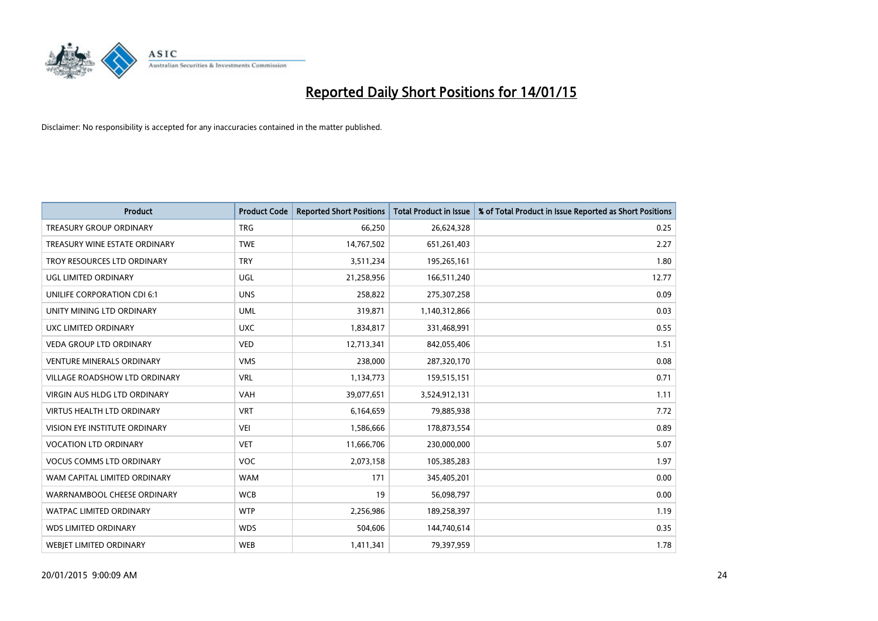# Reported Daily Short Positions for 14/01/15

Disclaimer: No responsibility is accepted for any inaccuracies contained in the matter published.

| Product | Product Code | Reported Short Positions | Total Product in Issue | % of Total Product in Issue Reported as Short Positions |
|---|---|---|---|---|
| TREASURY GROUP ORDINARY | TRG | 66,250 | 26,624,328 | 0.25 |
| TREASURY WINE ESTATE ORDINARY | TWE | 14,767,502 | 651,261,403 | 2.27 |
| TROY RESOURCES LTD ORDINARY | TRY | 3,511,234 | 195,265,161 | 1.80 |
| UGL LIMITED ORDINARY | UGL | 21,258,956 | 166,511,240 | 12.77 |
| UNILIFE CORPORATION CDI 6:1 | UNS | 258,822 | 275,307,258 | 0.09 |
| UNITY MINING LTD ORDINARY | UML | 319,871 | 1,140,312,866 | 0.03 |
| UXC LIMITED ORDINARY | UXC | 1,834,817 | 331,468,991 | 0.55 |
| VEDA GROUP LTD ORDINARY | VED | 12,713,341 | 842,055,406 | 1.51 |
| VENTURE MINERALS ORDINARY | VMS | 238,000 | 287,320,170 | 0.08 |
| VILLAGE ROADSHOW LTD ORDINARY | VRL | 1,134,773 | 159,515,151 | 0.71 |
| VIRGIN AUS HLDG LTD ORDINARY | VAH | 39,077,651 | 3,524,912,131 | 1.11 |
| VIRTUS HEALTH LTD ORDINARY | VRT | 6,164,659 | 79,885,938 | 7.72 |
| VISION EYE INSTITUTE ORDINARY | VEI | 1,586,666 | 178,873,554 | 0.89 |
| VOCATION LTD ORDINARY | VET | 11,666,706 | 230,000,000 | 5.07 |
| VOCUS COMMS LTD ORDINARY | VOC | 2,073,158 | 105,385,283 | 1.97 |
| WAM CAPITAL LIMITED ORDINARY | WAM | 171 | 345,405,201 | 0.00 |
| WARRNAMBOOL CHEESE ORDINARY | WCB | 19 | 56,098,797 | 0.00 |
| WATPAC LIMITED ORDINARY | WTP | 2,256,986 | 189,258,397 | 1.19 |
| WDS LIMITED ORDINARY | WDS | 504,606 | 144,740,614 | 0.35 |
| WEBJET LIMITED ORDINARY | WEB | 1,411,341 | 79,397,959 | 1.78 |

20/01/2015 9:00:09 AM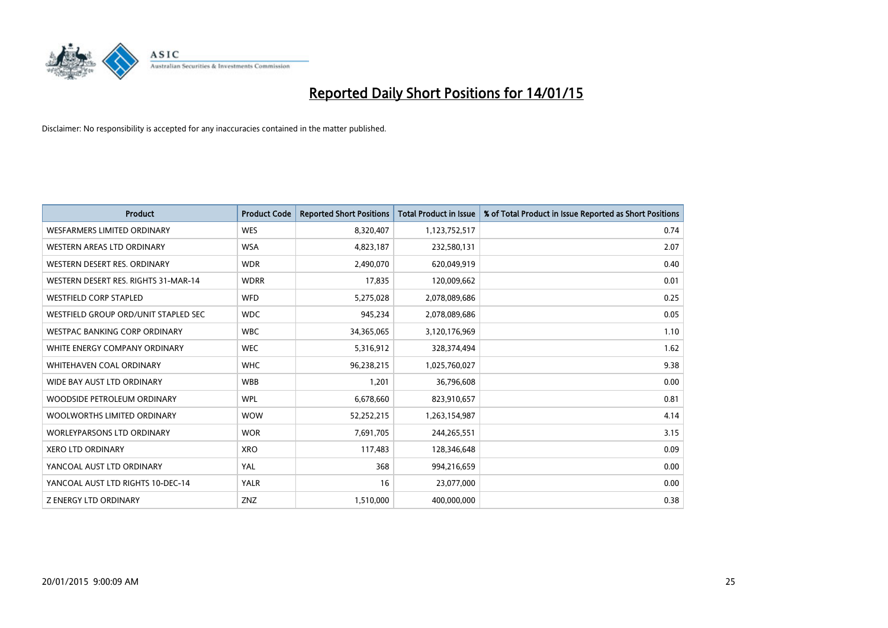# Reported Daily Short Positions for 14/01/15

Disclaimer: No responsibility is accepted for any inaccuracies contained in the matter published.

| Product | Product Code | Reported Short Positions | Total Product in Issue | % of Total Product in Issue Reported as Short Positions |
| --- | --- | --- | --- | --- |
| WESFARMERS LIMITED ORDINARY | WES | 8,320,407 | 1,123,752,517 | 0.74 |
| WESTERN AREAS LTD ORDINARY | WSA | 4,823,187 | 232,580,131 | 2.07 |
| WESTERN DESERT RES. ORDINARY | WDR | 2,490,070 | 620,049,919 | 0.40 |
| WESTERN DESERT RES. RIGHTS 31-MAR-14 | WDRR | 17,835 | 120,009,662 | 0.01 |
| WESTFIELD CORP STAPLED | WFD | 5,275,028 | 2,078,089,686 | 0.25 |
| WESTFIELD GROUP ORD/UNIT STAPLED SEC | WDC | 945,234 | 2,078,089,686 | 0.05 |
| WESTPAC BANKING CORP ORDINARY | WBC | 34,365,065 | 3,120,176,969 | 1.10 |
| WHITE ENERGY COMPANY ORDINARY | WEC | 5,316,912 | 328,374,494 | 1.62 |
| WHITEHAVEN COAL ORDINARY | WHC | 96,238,215 | 1,025,760,027 | 9.38 |
| WIDE BAY AUST LTD ORDINARY | WBB | 1,201 | 36,796,608 | 0.00 |
| WOODSIDE PETROLEUM ORDINARY | WPL | 6,678,660 | 823,910,657 | 0.81 |
| WOOLWORTHS LIMITED ORDINARY | WOW | 52,252,215 | 1,263,154,987 | 4.14 |
| WORLEYPARSONS LTD ORDINARY | WOR | 7,691,705 | 244,265,551 | 3.15 |
| XERO LTD ORDINARY | XRO | 117,483 | 128,346,648 | 0.09 |
| YANCOAL AUST LTD ORDINARY | YAL | 368 | 994,216,659 | 0.00 |
| YANCOAL AUST LTD RIGHTS 10-DEC-14 | YALR | 16 | 23,077,000 | 0.00 |
| Z ENERGY LTD ORDINARY | ZNZ | 1,510,000 | 400,000,000 | 0.38 |